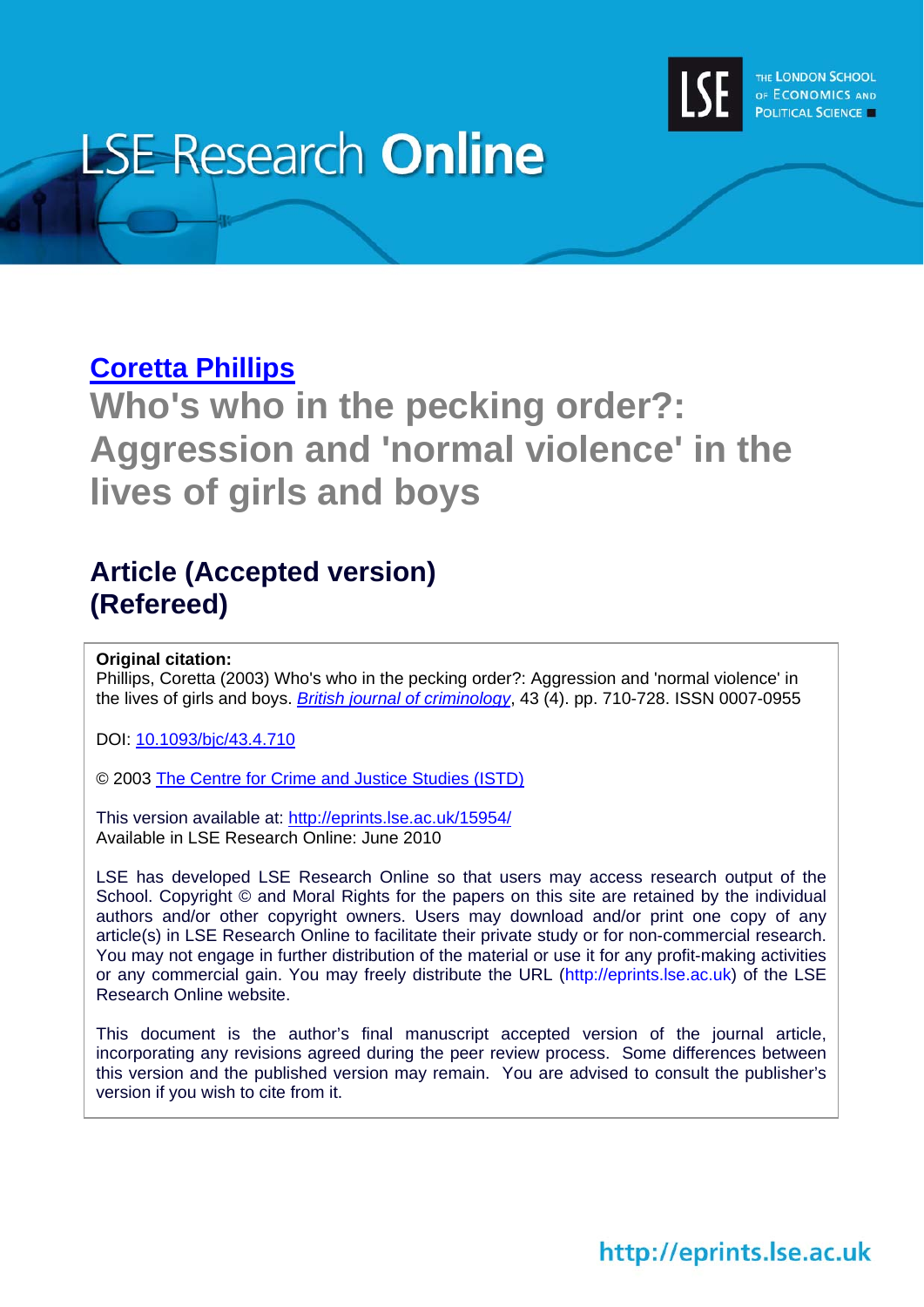LSE Research **Online**

[Coretta Phillips](http://www.lse.ac.uk)

# Who's who in the pecking order?: Aggression and 'normal violence' in the lives of girls and boys

## Article (Accepted version) (Refereed)

**Original citation:**
Phillips, Coretta (2003) Who's who in the pecking order?: Aggression and 'normal violence' in the lives of girls and boys. *British journal of criminology*, 43 (4). pp. 710-728. ISSN 0007-0955

DOI: 10.1093/bjc/43.4.710

© 2003 The Centre for Crime and Justice Studies (ISTD)

This version available at: http://eprints.lse.ac.uk/15954/
Available in LSE Research Online: June 2010

LSE has developed LSE Research Online so that users may access research output of the School. Copyright © and Moral Rights for the papers on this site are retained by the individual authors and/or other copyright owners. Users may download and/or print one copy of any article(s) in LSE Research Online to facilitate their private study or for non-commercial research. You may not engage in further distribution of the material or use it for any profit-making activities or any commercial gain. You may freely distribute the URL (http://eprints.lse.ac.uk) of the LSE Research Online website.

This document is the author's final manuscript accepted version of the journal article, incorporating any revisions agreed during the peer review process. Some differences between this version and the published version may remain. You are advised to consult the publisher's version if you wish to cite from it.

http://eprints.lse.ac.uk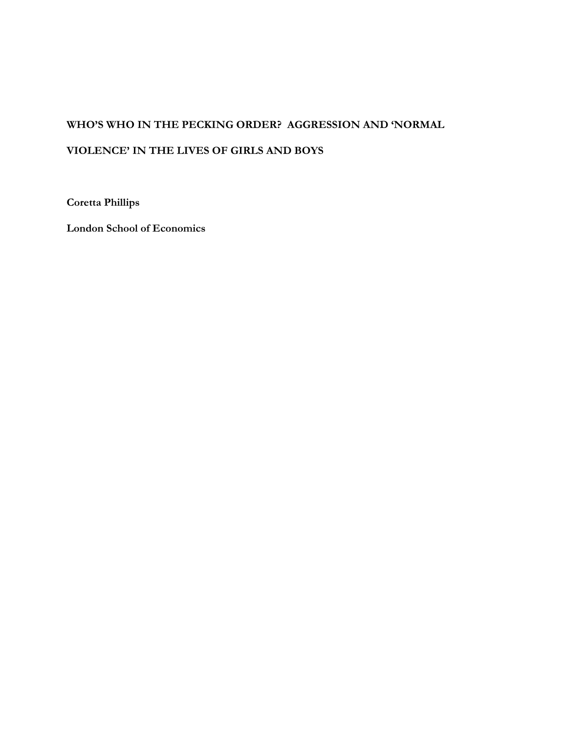**WHO'S WHO IN THE PECKING ORDER? AGGRESSION AND 'NORMAL VIOLENCE' IN THE LIVES OF GIRLS AND BOYS**

**Coretta Phillips**

**London School of Economics**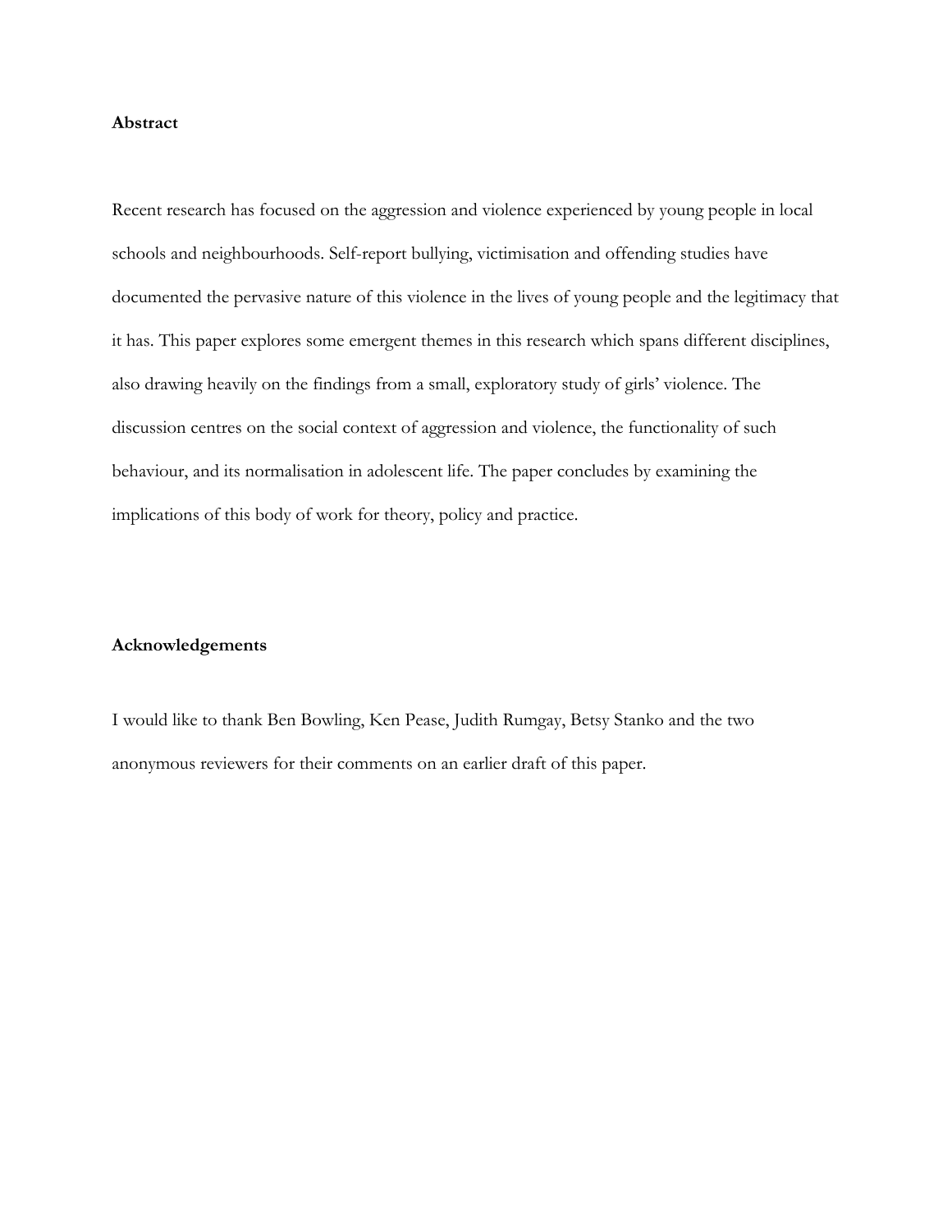**Abstract**

Recent research has focused on the aggression and violence experienced by young people in local schools and neighbourhoods. Self-report bullying, victimisation and offending studies have documented the pervasive nature of this violence in the lives of young people and the legitimacy that it has. This paper explores some emergent themes in this research which spans different disciplines, also drawing heavily on the findings from a small, exploratory study of girls' violence. The discussion centres on the social context of aggression and violence, the functionality of such behaviour, and its normalisation in adolescent life. The paper concludes by examining the implications of this body of work for theory, policy and practice.

**Acknowledgements**

I would like to thank Ben Bowling, Ken Pease, Judith Rumgay, Betsy Stanko and the two anonymous reviewers for their comments on an earlier draft of this paper.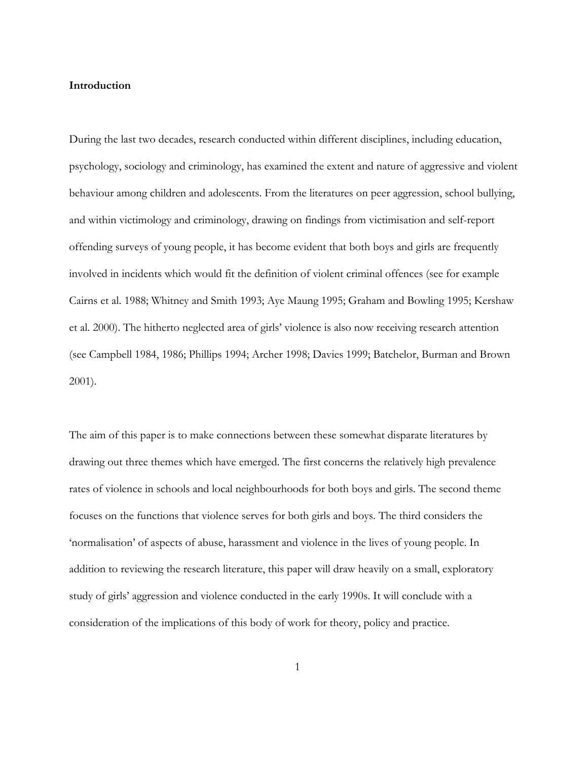**Introduction**

During the last two decades, research conducted within different disciplines, including education, psychology, sociology and criminology, has examined the extent and nature of aggressive and violent behaviour among children and adolescents. From the literatures on peer aggression, school bullying, and within victimology and criminology, drawing on findings from victimisation and self-report offending surveys of young people, it has become evident that both boys and girls are frequently involved in incidents which would fit the definition of violent criminal offences (see for example Cairns et al. 1988; Whitney and Smith 1993; Aye Maung 1995; Graham and Bowling 1995; Kershaw et al. 2000). The hitherto neglected area of girls' violence is also now receiving research attention (see Campbell 1984, 1986; Phillips 1994; Archer 1998; Davies 1999; Batchelor, Burman and Brown 2001).

The aim of this paper is to make connections between these somewhat disparate literatures by drawing out three themes which have emerged. The first concerns the relatively high prevalence rates of violence in schools and local neighbourhoods for both boys and girls. The second theme focuses on the functions that violence serves for both girls and boys. The third considers the 'normalisation' of aspects of abuse, harassment and violence in the lives of young people. In addition to reviewing the research literature, this paper will draw heavily on a small, exploratory study of girls' aggression and violence conducted in the early 1990s. It will conclude with a consideration of the implications of this body of work for theory, policy and practice.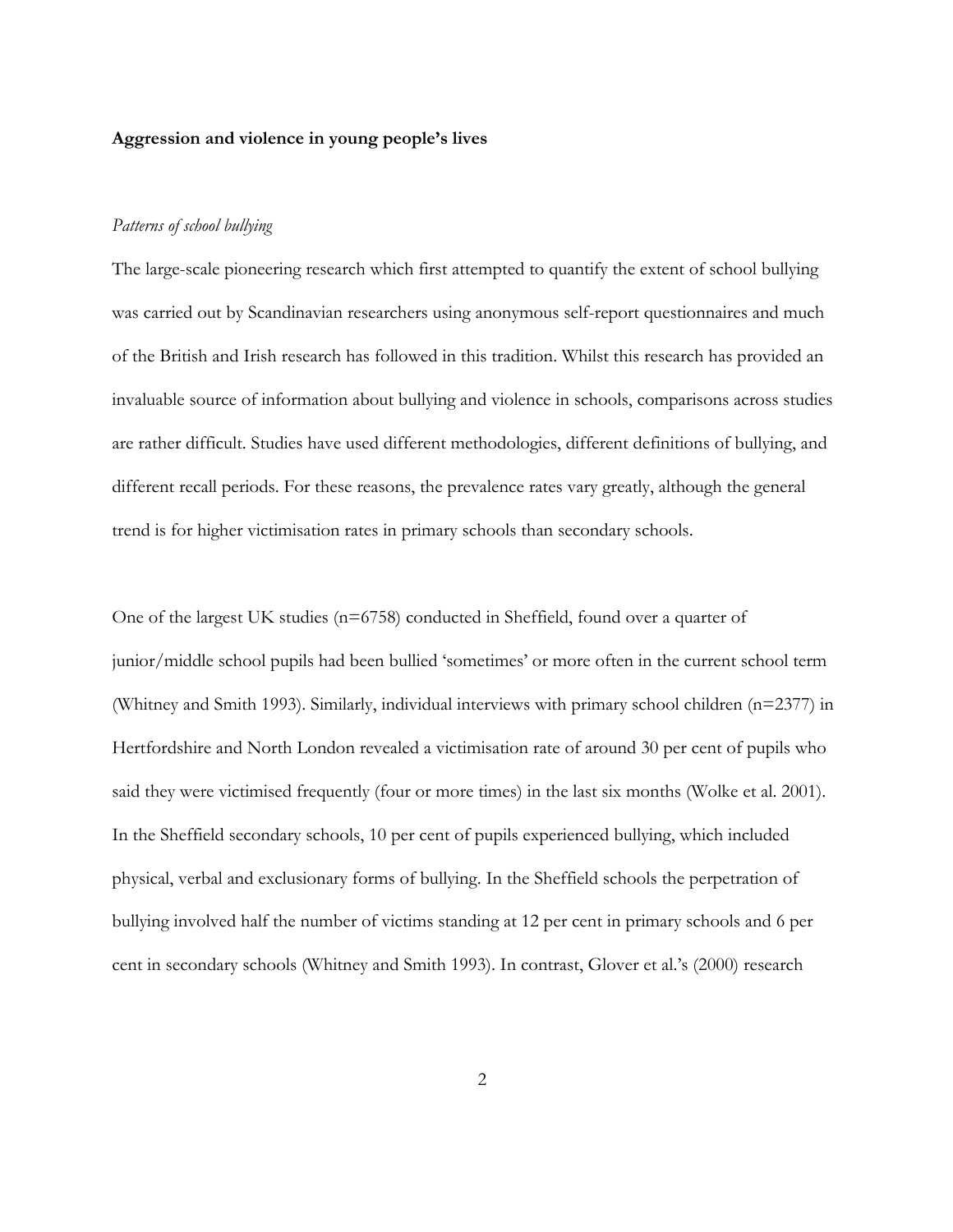**Aggression and violence in young people's lives**

*Patterns of school bullying*

The large-scale pioneering research which first attempted to quantify the extent of school bullying was carried out by Scandinavian researchers using anonymous self-report questionnaires and much of the British and Irish research has followed in this tradition. Whilst this research has provided an invaluable source of information about bullying and violence in schools, comparisons across studies are rather difficult. Studies have used different methodologies, different definitions of bullying, and different recall periods. For these reasons, the prevalence rates vary greatly, although the general trend is for higher victimisation rates in primary schools than secondary schools.

One of the largest UK studies (n=6758) conducted in Sheffield, found over a quarter of junior/middle school pupils had been bullied 'sometimes' or more often in the current school term (Whitney and Smith 1993). Similarly, individual interviews with primary school children (n=2377) in Hertfordshire and North London revealed a victimisation rate of around 30 per cent of pupils who said they were victimised frequently (four or more times) in the last six months (Wolke et al. 2001). In the Sheffield secondary schools, 10 per cent of pupils experienced bullying, which included physical, verbal and exclusionary forms of bullying. In the Sheffield schools the perpetration of bullying involved half the number of victims standing at 12 per cent in primary schools and 6 per cent in secondary schools (Whitney and Smith 1993). In contrast, Glover et al.'s (2000) research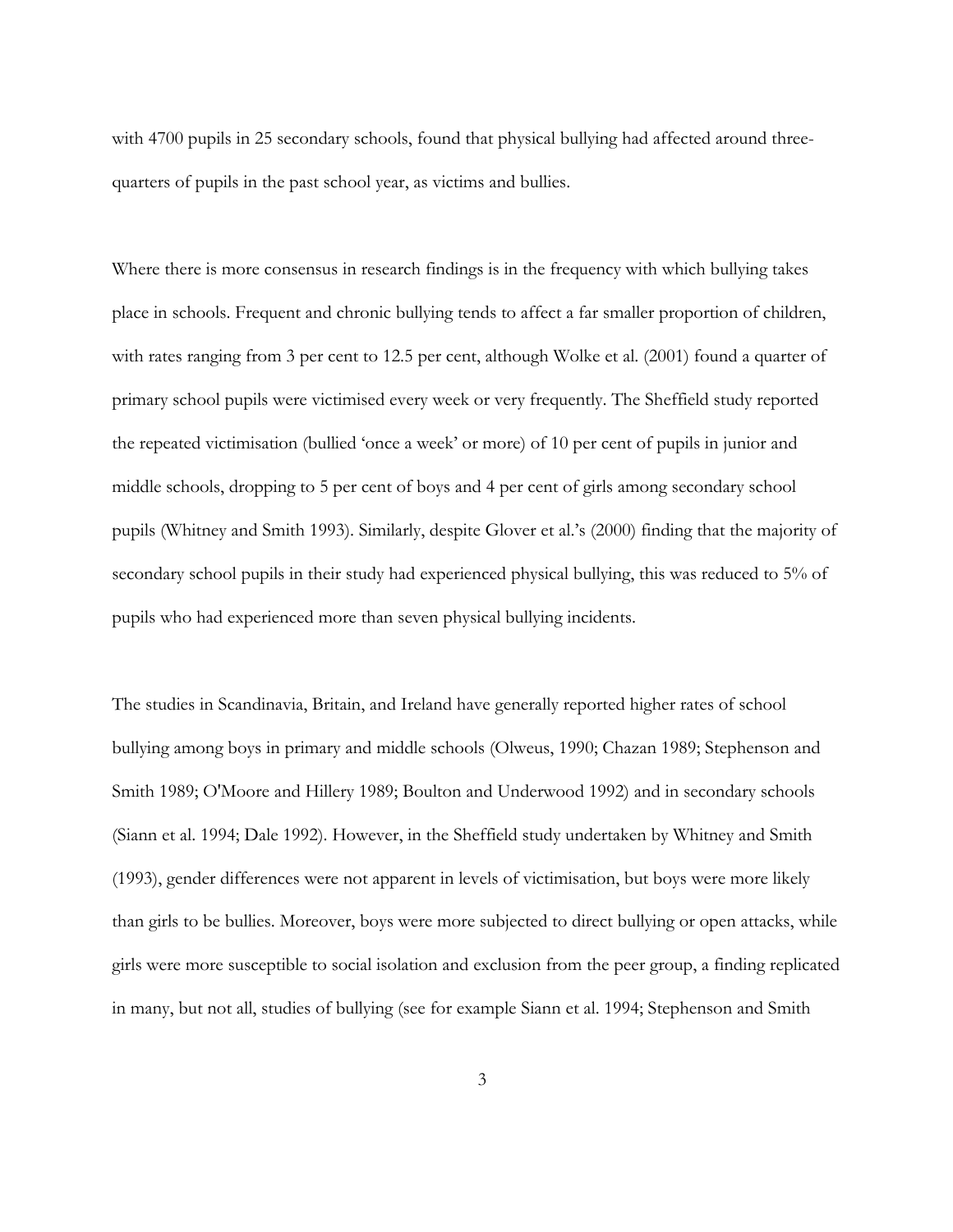with 4700 pupils in 25 secondary schools, found that physical bullying had affected around three-quarters of pupils in the past school year, as victims and bullies.

Where there is more consensus in research findings is in the frequency with which bullying takes place in schools. Frequent and chronic bullying tends to affect a far smaller proportion of children, with rates ranging from 3 per cent to 12.5 per cent, although Wolke et al. (2001) found a quarter of primary school pupils were victimised every week or very frequently. The Sheffield study reported the repeated victimisation (bullied 'once a week' or more) of 10 per cent of pupils in junior and middle schools, dropping to 5 per cent of boys and 4 per cent of girls among secondary school pupils (Whitney and Smith 1993). Similarly, despite Glover et al.'s (2000) finding that the majority of secondary school pupils in their study had experienced physical bullying, this was reduced to 5% of pupils who had experienced more than seven physical bullying incidents.

The studies in Scandinavia, Britain, and Ireland have generally reported higher rates of school bullying among boys in primary and middle schools (Olweus, 1990; Chazan 1989; Stephenson and Smith 1989; O'Moore and Hillery 1989; Boulton and Underwood 1992) and in secondary schools (Siann et al. 1994; Dale 1992). However, in the Sheffield study undertaken by Whitney and Smith (1993), gender differences were not apparent in levels of victimisation, but boys were more likely than girls to be bullies. Moreover, boys were more subjected to direct bullying or open attacks, while girls were more susceptible to social isolation and exclusion from the peer group, a finding replicated in many, but not all, studies of bullying (see for example Siann et al. 1994; Stephenson and Smith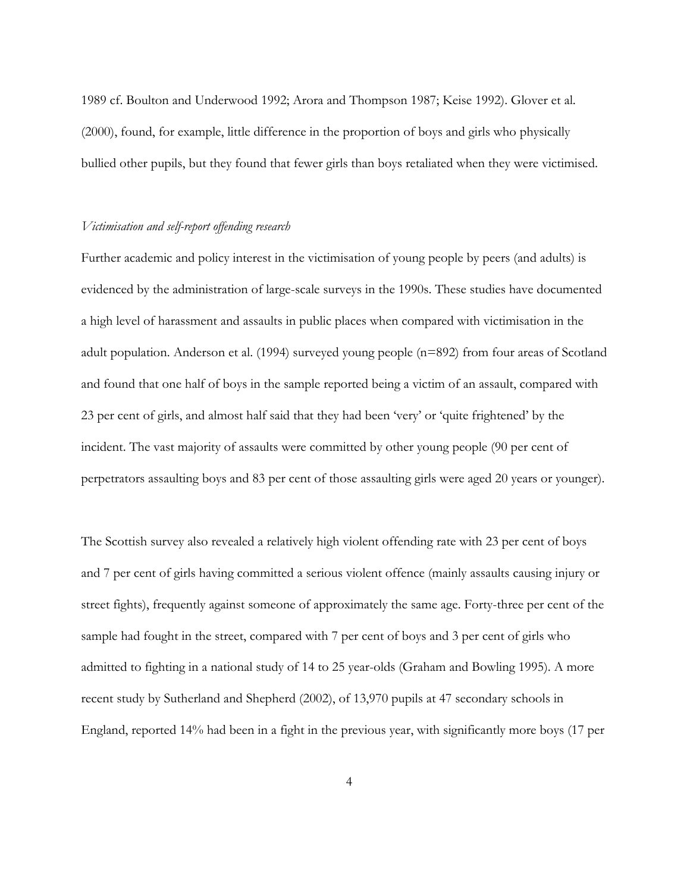1989 cf. Boulton and Underwood 1992; Arora and Thompson 1987; Keise 1992). Glover et al. (2000), found, for example, little difference in the proportion of boys and girls who physically bullied other pupils, but they found that fewer girls than boys retaliated when they were victimised.

*Victimisation and self-report offending research*

Further academic and policy interest in the victimisation of young people by peers (and adults) is evidenced by the administration of large-scale surveys in the 1990s. These studies have documented a high level of harassment and assaults in public places when compared with victimisation in the adult population. Anderson et al. (1994) surveyed young people (n=892) from four areas of Scotland and found that one half of boys in the sample reported being a victim of an assault, compared with 23 per cent of girls, and almost half said that they had been 'very' or 'quite frightened' by the incident. The vast majority of assaults were committed by other young people (90 per cent of perpetrators assaulting boys and 83 per cent of those assaulting girls were aged 20 years or younger).

The Scottish survey also revealed a relatively high violent offending rate with 23 per cent of boys and 7 per cent of girls having committed a serious violent offence (mainly assaults causing injury or street fights), frequently against someone of approximately the same age. Forty-three per cent of the sample had fought in the street, compared with 7 per cent of boys and 3 per cent of girls who admitted to fighting in a national study of 14 to 25 year-olds (Graham and Bowling 1995). A more recent study by Sutherland and Shepherd (2002), of 13,970 pupils at 47 secondary schools in England, reported 14% had been in a fight in the previous year, with significantly more boys (17 per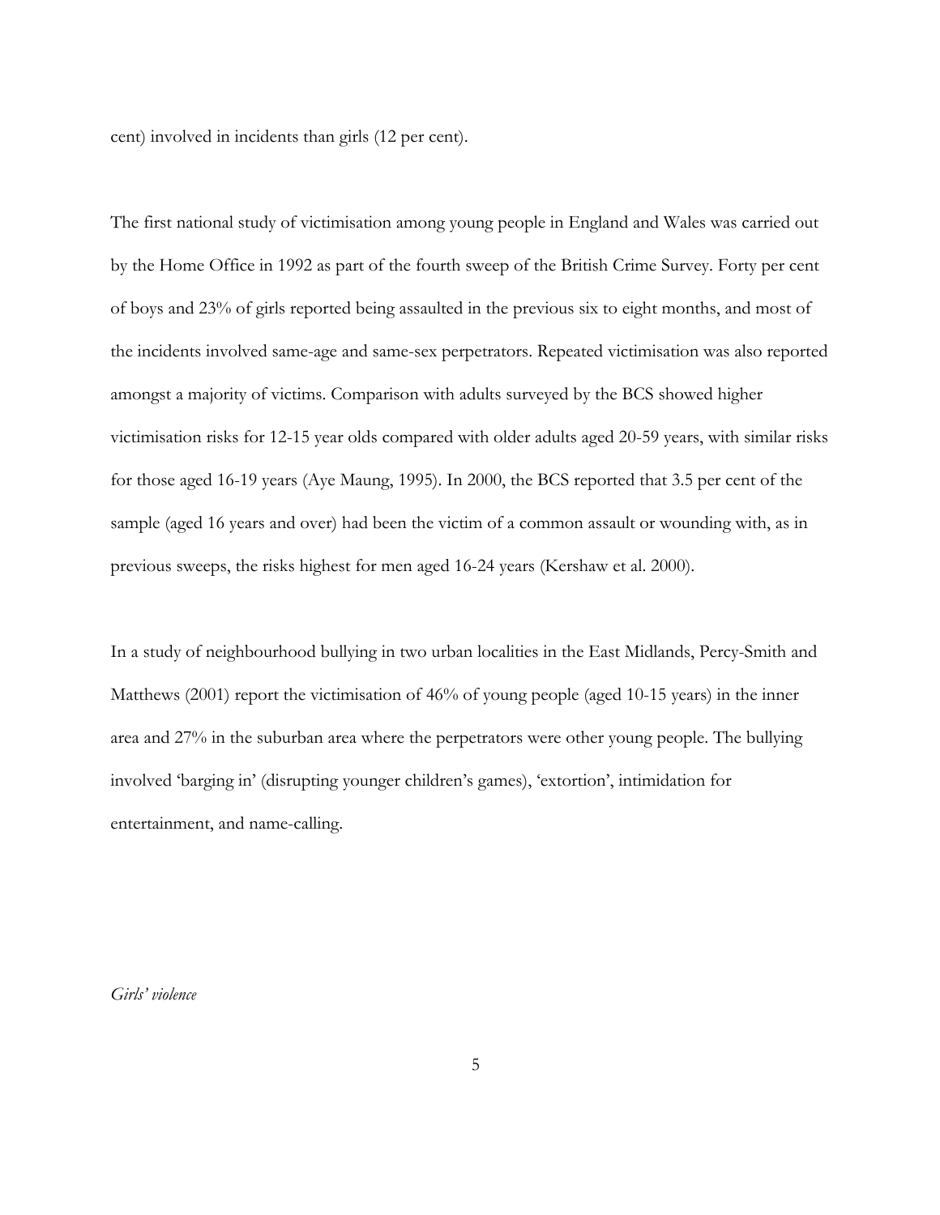cent) involved in incidents than girls (12 per cent).

The first national study of victimisation among young people in England and Wales was carried out by the Home Office in 1992 as part of the fourth sweep of the British Crime Survey. Forty per cent of boys and 23% of girls reported being assaulted in the previous six to eight months, and most of the incidents involved same-age and same-sex perpetrators. Repeated victimisation was also reported amongst a majority of victims. Comparison with adults surveyed by the BCS showed higher victimisation risks for 12-15 year olds compared with older adults aged 20-59 years, with similar risks for those aged 16-19 years (Aye Maung, 1995). In 2000, the BCS reported that 3.5 per cent of the sample (aged 16 years and over) had been the victim of a common assault or wounding with, as in previous sweeps, the risks highest for men aged 16-24 years (Kershaw et al. 2000).

In a study of neighbourhood bullying in two urban localities in the East Midlands, Percy-Smith and Matthews (2001) report the victimisation of 46% of young people (aged 10-15 years) in the inner area and 27% in the suburban area where the perpetrators were other young people. The bullying involved 'barging in' (disrupting younger children's games), 'extortion', intimidation for entertainment, and name-calling.

*Girls' violence*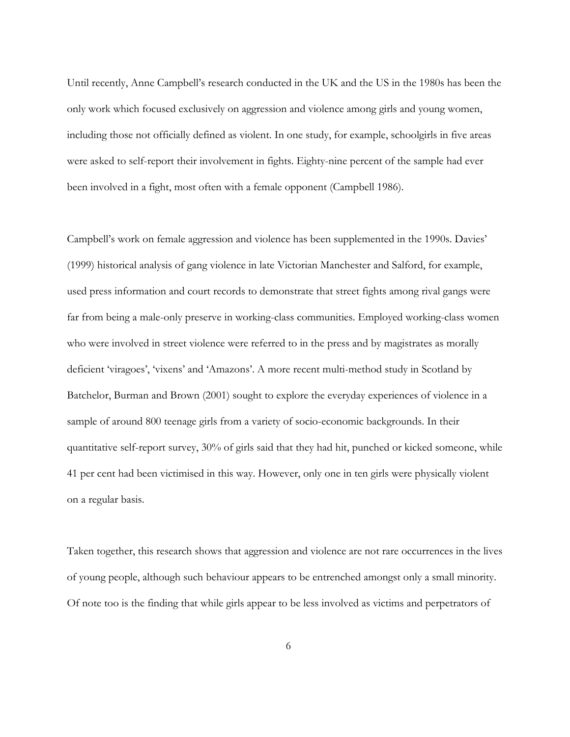Until recently, Anne Campbell's research conducted in the UK and the US in the 1980s has been the only work which focused exclusively on aggression and violence among girls and young women, including those not officially defined as violent. In one study, for example, schoolgirls in five areas were asked to self-report their involvement in fights. Eighty-nine percent of the sample had ever been involved in a fight, most often with a female opponent (Campbell 1986).

Campbell's work on female aggression and violence has been supplemented in the 1990s. Davies' (1999) historical analysis of gang violence in late Victorian Manchester and Salford, for example, used press information and court records to demonstrate that street fights among rival gangs were far from being a male-only preserve in working-class communities. Employed working-class women who were involved in street violence were referred to in the press and by magistrates as morally deficient 'viragoes', 'vixens' and 'Amazons'. A more recent multi-method study in Scotland by Batchelor, Burman and Brown (2001) sought to explore the everyday experiences of violence in a sample of around 800 teenage girls from a variety of socio-economic backgrounds. In their quantitative self-report survey, 30% of girls said that they had hit, punched or kicked someone, while 41 per cent had been victimised in this way. However, only one in ten girls were physically violent on a regular basis.

Taken together, this research shows that aggression and violence are not rare occurrences in the lives of young people, although such behaviour appears to be entrenched amongst only a small minority. Of note too is the finding that while girls appear to be less involved as victims and perpetrators of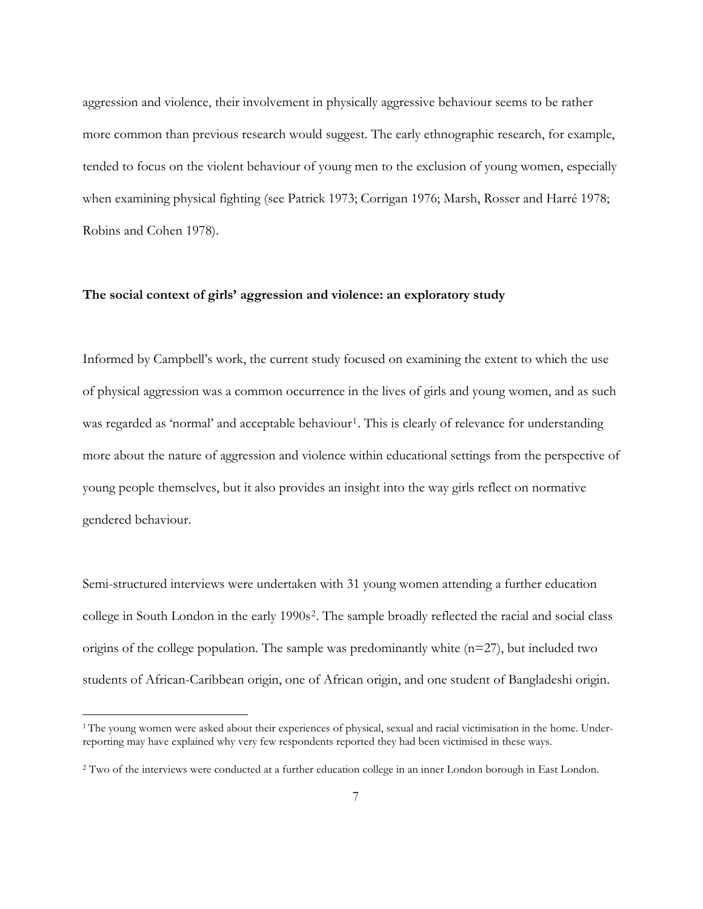aggression and violence, their involvement in physically aggressive behaviour seems to be rather more common than previous research would suggest. The early ethnographic research, for example, tended to focus on the violent behaviour of young men to the exclusion of young women, especially when examining physical fighting (see Patrick 1973; Corrigan 1976; Marsh, Rosser and Harré 1978; Robins and Cohen 1978).

**The social context of girls' aggression and violence: an exploratory study**

Informed by Campbell's work, the current study focused on examining the extent to which the use of physical aggression was a common occurrence in the lives of girls and young women, and as such was regarded as 'normal' and acceptable behaviour[1]. This is clearly of relevance for understanding more about the nature of aggression and violence within educational settings from the perspective of young people themselves, but it also provides an insight into the way girls reflect on normative gendered behaviour.

Semi-structured interviews were undertaken with 31 young women attending a further education college in South London in the early 1990s[2]. The sample broadly reflected the racial and social class origins of the college population. The sample was predominantly white (n=27), but included two students of African-Caribbean origin, one of African origin, and one student of Bangladeshi origin.

[1] The young women were asked about their experiences of physical, sexual and racial victimisation in the home. Under-reporting may have explained why very few respondents reported they had been victimised in these ways.

[2] Two of the interviews were conducted at a further education college in an inner London borough in East London.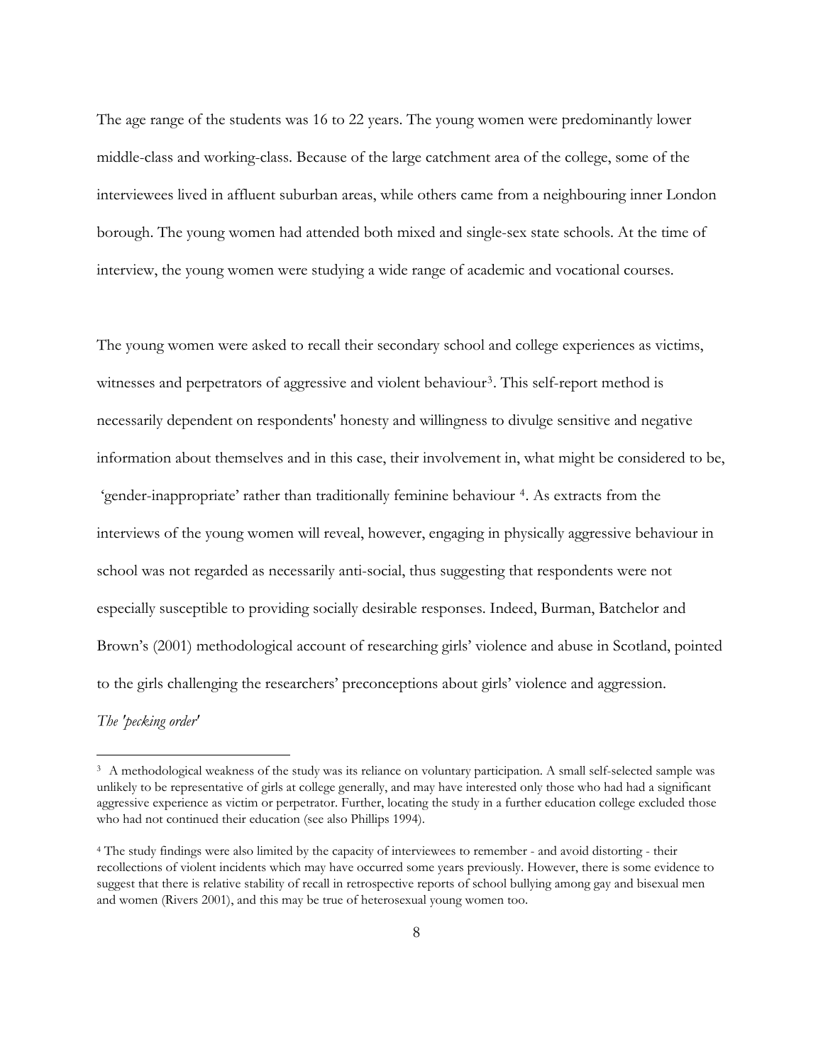The age range of the students was 16 to 22 years. The young women were predominantly lower middle-class and working-class. Because of the large catchment area of the college, some of the interviewees lived in affluent suburban areas, while others came from a neighbouring inner London borough. The young women had attended both mixed and single-sex state schools. At the time of interview, the young women were studying a wide range of academic and vocational courses.

The young women were asked to recall their secondary school and college experiences as victims, witnesses and perpetrators of aggressive and violent behaviour[3]. This self-report method is necessarily dependent on respondents' honesty and willingness to divulge sensitive and negative information about themselves and in this case, their involvement in, what might be considered to be, 'gender-inappropriate' rather than traditionally feminine behaviour [4]. As extracts from the interviews of the young women will reveal, however, engaging in physically aggressive behaviour in school was not regarded as necessarily anti-social, thus suggesting that respondents were not especially susceptible to providing socially desirable responses. Indeed, Burman, Batchelor and Brown's (2001) methodological account of researching girls' violence and abuse in Scotland, pointed to the girls challenging the researchers' preconceptions about girls' violence and aggression.

*The 'pecking order'*

---

[3] A methodological weakness of the study was its reliance on voluntary participation. A small self-selected sample was unlikely to be representative of girls at college generally, and may have interested only those who had had a significant aggressive experience as victim or perpetrator. Further, locating the study in a further education college excluded those who had not continued their education (see also Phillips 1994).

[4] The study findings were also limited by the capacity of interviewees to remember - and avoid distorting - their recollections of violent incidents which may have occurred some years previously. However, there is some evidence to suggest that there is relative stability of recall in retrospective reports of school bullying among gay and bisexual men and women (Rivers 2001), and this may be true of heterosexual young women too.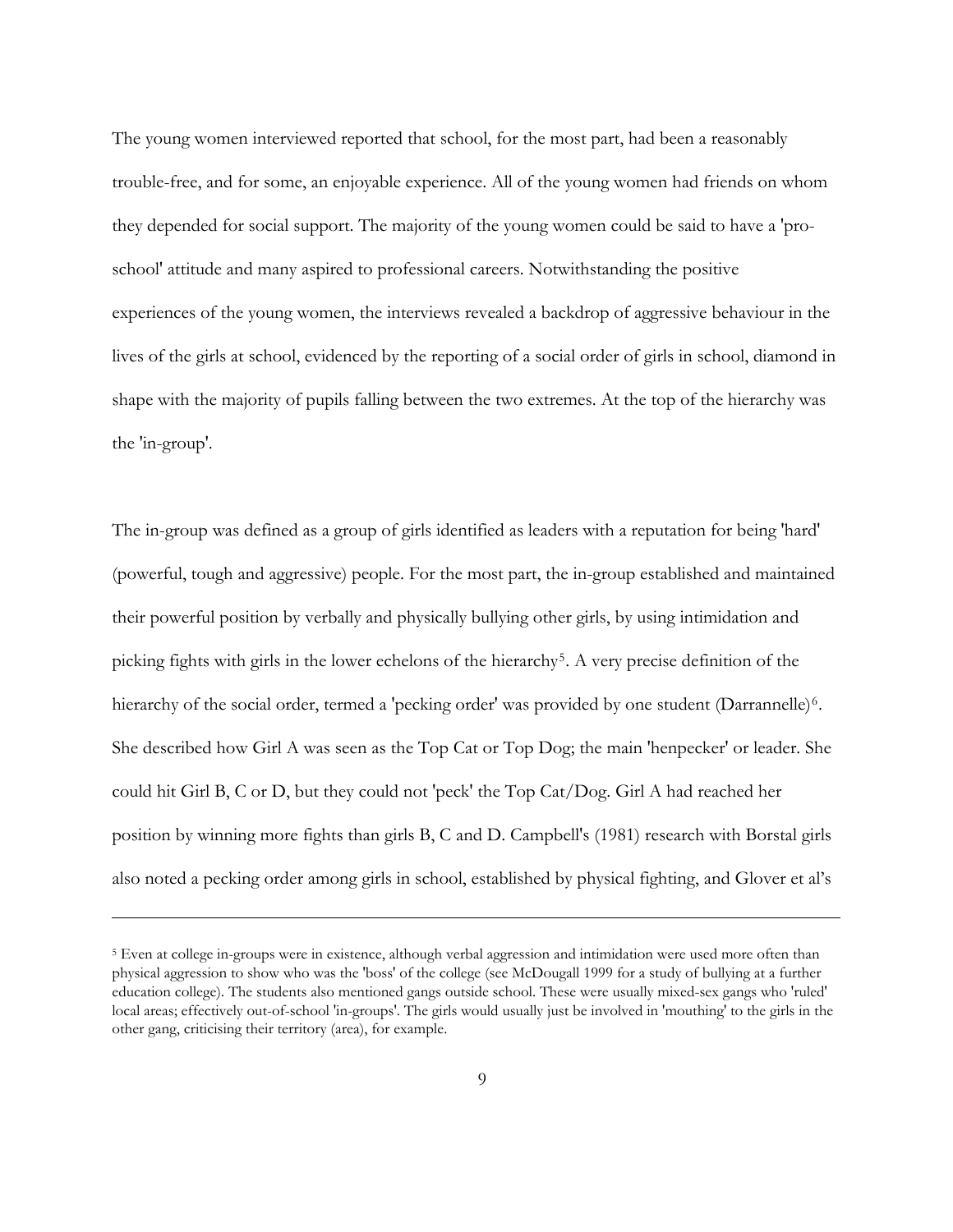The young women interviewed reported that school, for the most part, had been a reasonably trouble-free, and for some, an enjoyable experience. All of the young women had friends on whom they depended for social support. The majority of the young women could be said to have a 'pro-school' attitude and many aspired to professional careers. Notwithstanding the positive experiences of the young women, the interviews revealed a backdrop of aggressive behaviour in the lives of the girls at school, evidenced by the reporting of a social order of girls in school, diamond in shape with the majority of pupils falling between the two extremes. At the top of the hierarchy was the 'in-group'.

The in-group was defined as a group of girls identified as leaders with a reputation for being 'hard' (powerful, tough and aggressive) people. For the most part, the in-group established and maintained their powerful position by verbally and physically bullying other girls, by using intimidation and picking fights with girls in the lower echelons of the hierarchy[5]. A very precise definition of the hierarchy of the social order, termed a 'pecking order' was provided by one student (Darrannelle)[6]. She described how Girl A was seen as the Top Cat or Top Dog; the main 'henpecker' or leader. She could hit Girl B, C or D, but they could not 'peck' the Top Cat/Dog. Girl A had reached her position by winning more fights than girls B, C and D. Campbell's (1981) research with Borstal girls also noted a pecking order among girls in school, established by physical fighting, and Glover et al's

---

[5] Even at college in-groups were in existence, although verbal aggression and intimidation were used more often than physical aggression to show who was the 'boss' of the college (see McDougall 1999 for a study of bullying at a further education college). The students also mentioned gangs outside school. These were usually mixed-sex gangs who 'ruled' local areas; effectively out-of-school 'in-groups'. The girls would usually just be involved in 'mouthing' to the girls in the other gang, criticising their territory (area), for example.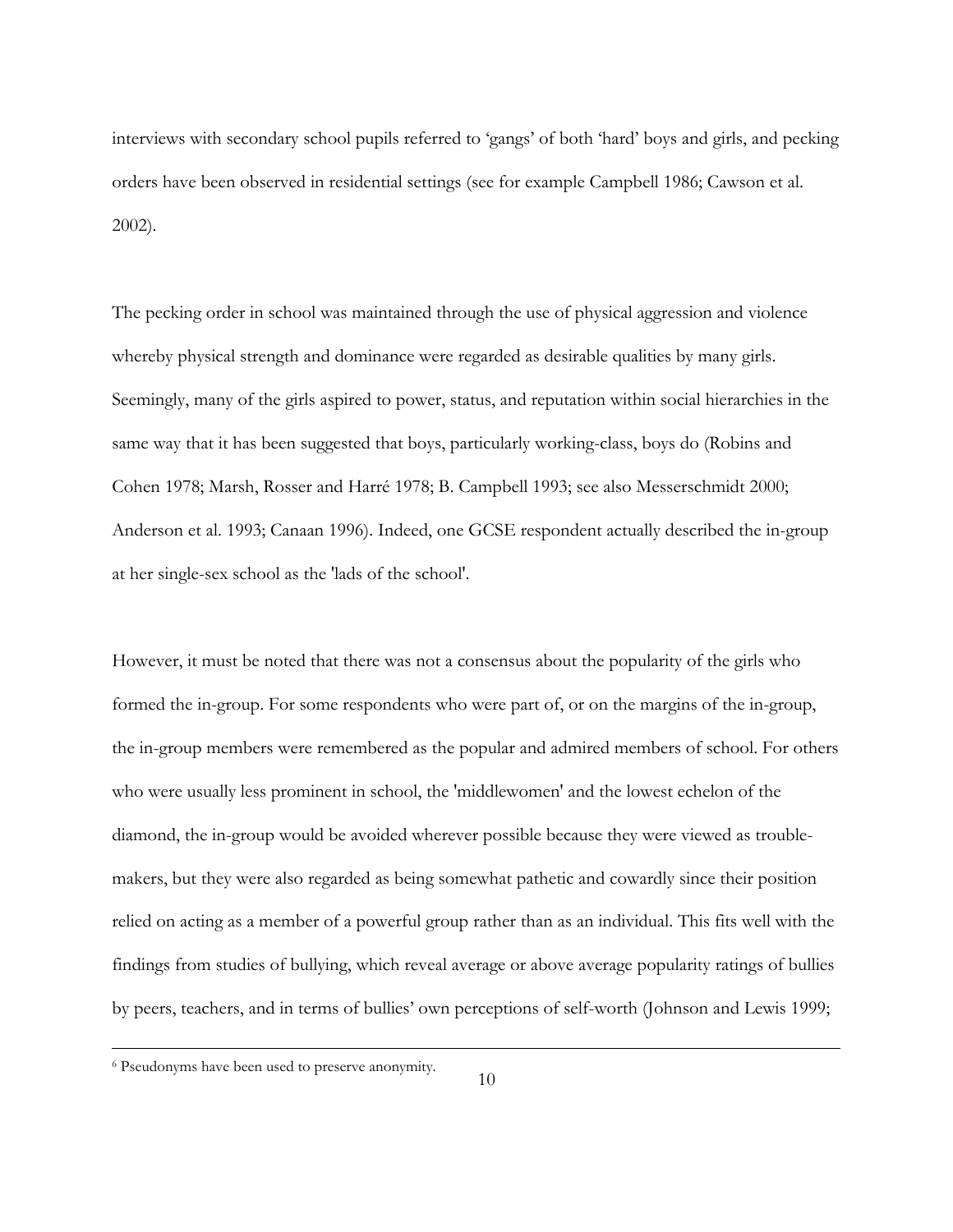interviews with secondary school pupils referred to 'gangs' of both 'hard' boys and girls, and pecking orders have been observed in residential settings (see for example Campbell 1986; Cawson et al. 2002).

The pecking order in school was maintained through the use of physical aggression and violence whereby physical strength and dominance were regarded as desirable qualities by many girls. Seemingly, many of the girls aspired to power, status, and reputation within social hierarchies in the same way that it has been suggested that boys, particularly working-class, boys do (Robins and Cohen 1978; Marsh, Rosser and Harré 1978; B. Campbell 1993; see also Messerschmidt 2000; Anderson et al. 1993; Canaan 1996). Indeed, one GCSE respondent actually described the in-group at her single-sex school as the 'lads of the school'.

However, it must be noted that there was not a consensus about the popularity of the girls who formed the in-group. For some respondents who were part of, or on the margins of the in-group, the in-group members were remembered as the popular and admired members of school. For others who were usually less prominent in school, the 'middlewomen' and the lowest echelon of the diamond, the in-group would be avoided wherever possible because they were viewed as trouble-makers, but they were also regarded as being somewhat pathetic and cowardly since their position relied on acting as a member of a powerful group rather than as an individual. This fits well with the findings from studies of bullying, which reveal average or above average popularity ratings of bullies by peers, teachers, and in terms of bullies' own perceptions of self-worth (Johnson and Lewis 1999;

[6] Pseudonyms have been used to preserve anonymity.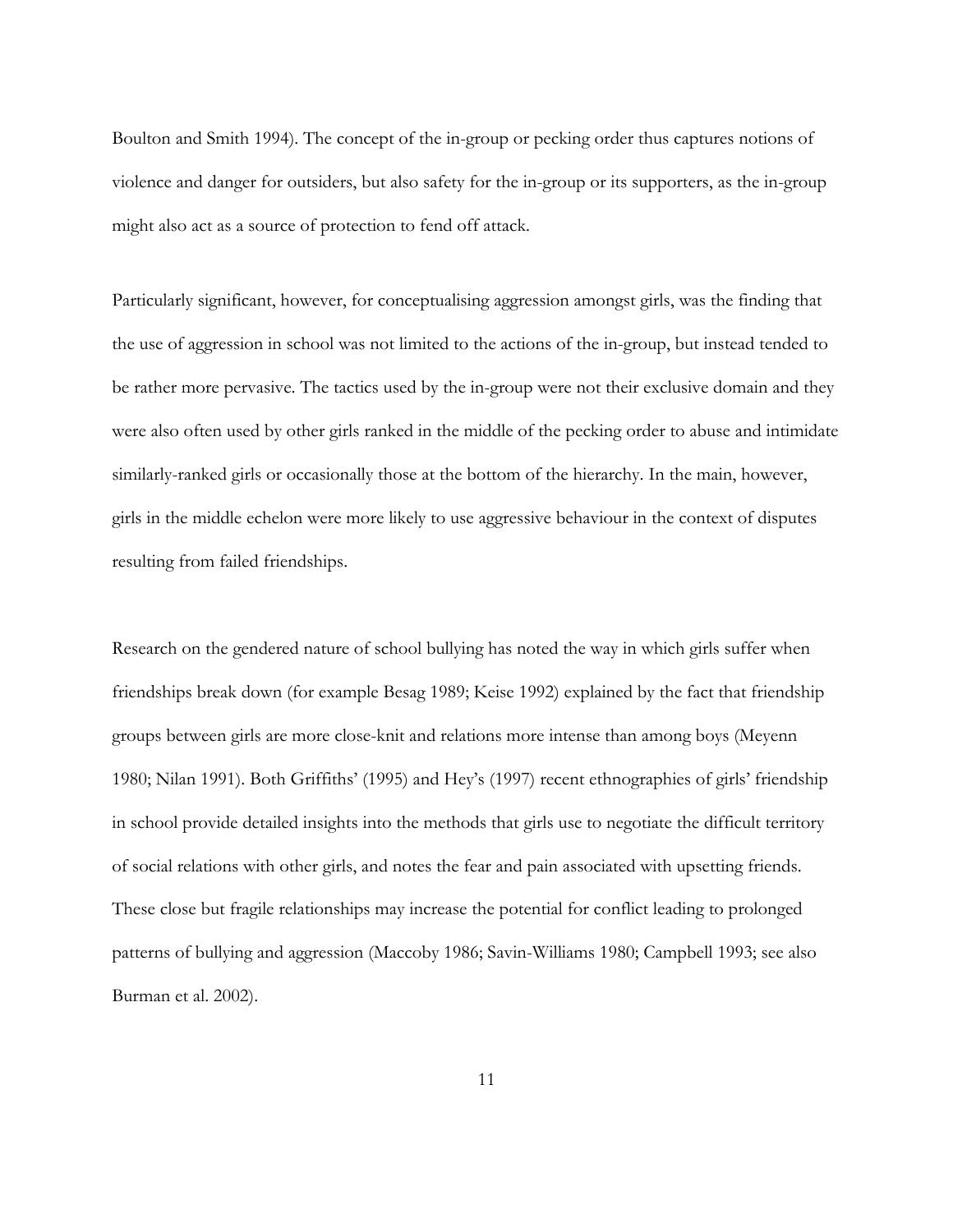Boulton and Smith 1994). The concept of the in-group or pecking order thus captures notions of violence and danger for outsiders, but also safety for the in-group or its supporters, as the in-group might also act as a source of protection to fend off attack.

Particularly significant, however, for conceptualising aggression amongst girls, was the finding that the use of aggression in school was not limited to the actions of the in-group, but instead tended to be rather more pervasive. The tactics used by the in-group were not their exclusive domain and they were also often used by other girls ranked in the middle of the pecking order to abuse and intimidate similarly-ranked girls or occasionally those at the bottom of the hierarchy. In the main, however, girls in the middle echelon were more likely to use aggressive behaviour in the context of disputes resulting from failed friendships.

Research on the gendered nature of school bullying has noted the way in which girls suffer when friendships break down (for example Besag 1989; Keise 1992) explained by the fact that friendship groups between girls are more close-knit and relations more intense than among boys (Meyenn 1980; Nilan 1991). Both Griffiths' (1995) and Hey's (1997) recent ethnographies of girls' friendship in school provide detailed insights into the methods that girls use to negotiate the difficult territory of social relations with other girls, and notes the fear and pain associated with upsetting friends. These close but fragile relationships may increase the potential for conflict leading to prolonged patterns of bullying and aggression (Maccoby 1986; Savin-Williams 1980; Campbell 1993; see also Burman et al. 2002).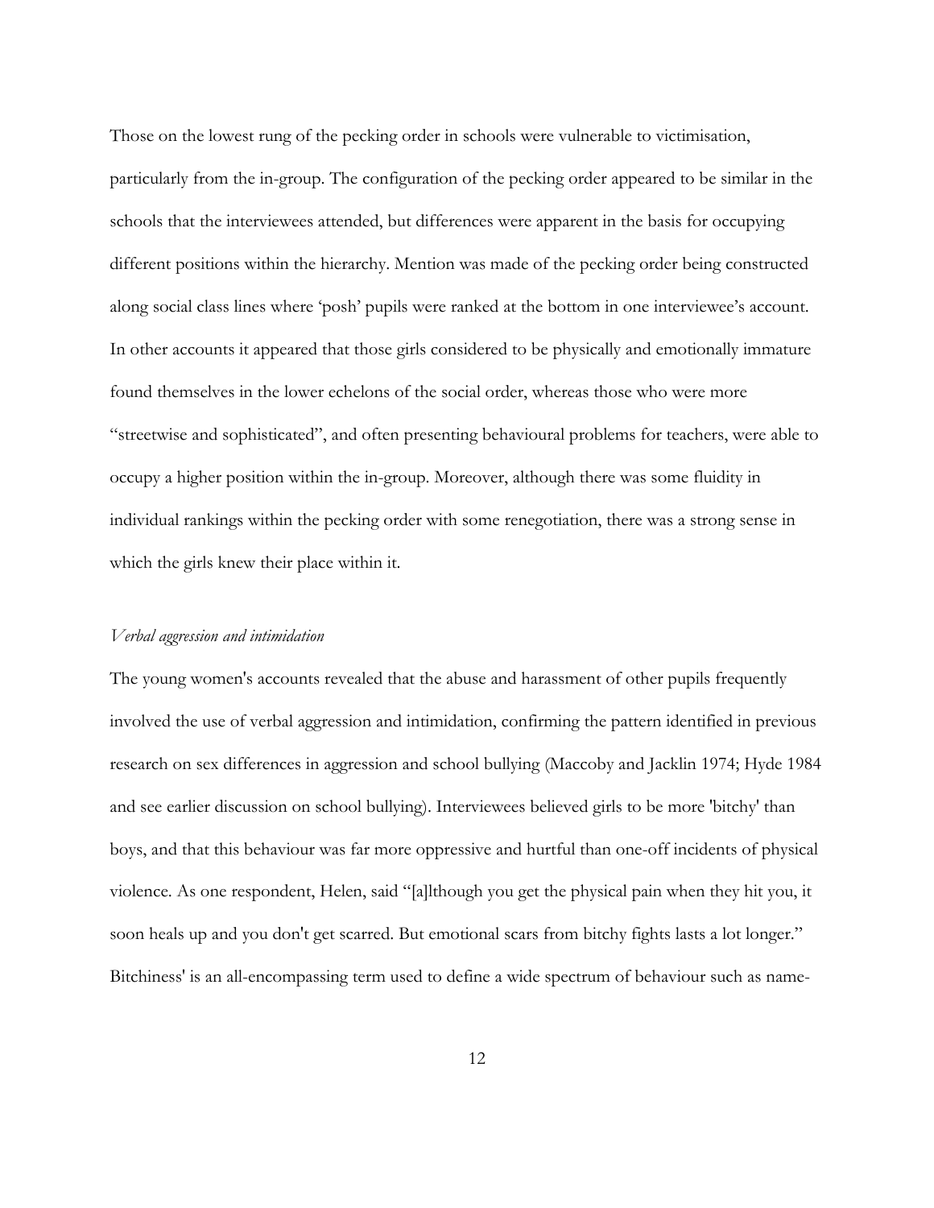Those on the lowest rung of the pecking order in schools were vulnerable to victimisation, particularly from the in-group. The configuration of the pecking order appeared to be similar in the schools that the interviewees attended, but differences were apparent in the basis for occupying different positions within the hierarchy. Mention was made of the pecking order being constructed along social class lines where 'posh' pupils were ranked at the bottom in one interviewee's account. In other accounts it appeared that those girls considered to be physically and emotionally immature found themselves in the lower echelons of the social order, whereas those who were more "streetwise and sophisticated", and often presenting behavioural problems for teachers, were able to occupy a higher position within the in-group. Moreover, although there was some fluidity in individual rankings within the pecking order with some renegotiation, there was a strong sense in which the girls knew their place within it.

### *Verbal aggression and intimidation*

The young women's accounts revealed that the abuse and harassment of other pupils frequently involved the use of verbal aggression and intimidation, confirming the pattern identified in previous research on sex differences in aggression and school bullying (Maccoby and Jacklin 1974; Hyde 1984 and see earlier discussion on school bullying). Interviewees believed girls to be more 'bitchy' than boys, and that this behaviour was far more oppressive and hurtful than one-off incidents of physical violence. As one respondent, Helen, said "[a]lthough you get the physical pain when they hit you, it soon heals up and you don't get scarred. But emotional scars from bitchy fights lasts a lot longer." Bitchiness' is an all-encompassing term used to define a wide spectrum of behaviour such as name-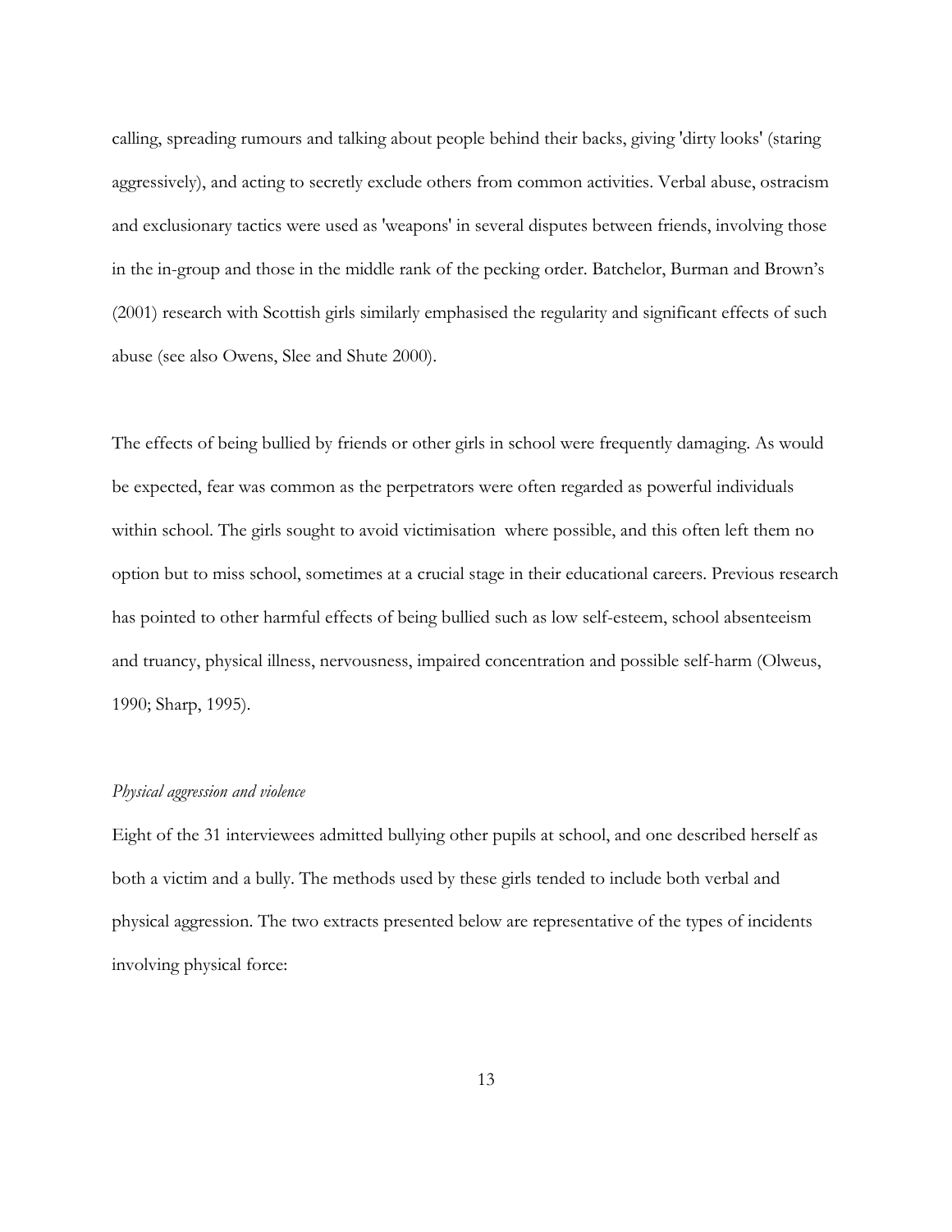calling, spreading rumours and talking about people behind their backs, giving 'dirty looks' (staring aggressively), and acting to secretly exclude others from common activities. Verbal abuse, ostracism and exclusionary tactics were used as 'weapons' in several disputes between friends, involving those in the in-group and those in the middle rank of the pecking order. Batchelor, Burman and Brown's (2001) research with Scottish girls similarly emphasised the regularity and significant effects of such abuse (see also Owens, Slee and Shute 2000).

The effects of being bullied by friends or other girls in school were frequently damaging. As would be expected, fear was common as the perpetrators were often regarded as powerful individuals within school. The girls sought to avoid victimisation where possible, and this often left them no option but to miss school, sometimes at a crucial stage in their educational careers. Previous research has pointed to other harmful effects of being bullied such as low self-esteem, school absenteeism and truancy, physical illness, nervousness, impaired concentration and possible self-harm (Olweus, 1990; Sharp, 1995).

*Physical aggression and violence*

Eight of the 31 interviewees admitted bullying other pupils at school, and one described herself as both a victim and a bully. The methods used by these girls tended to include both verbal and physical aggression. The two extracts presented below are representative of the types of incidents involving physical force: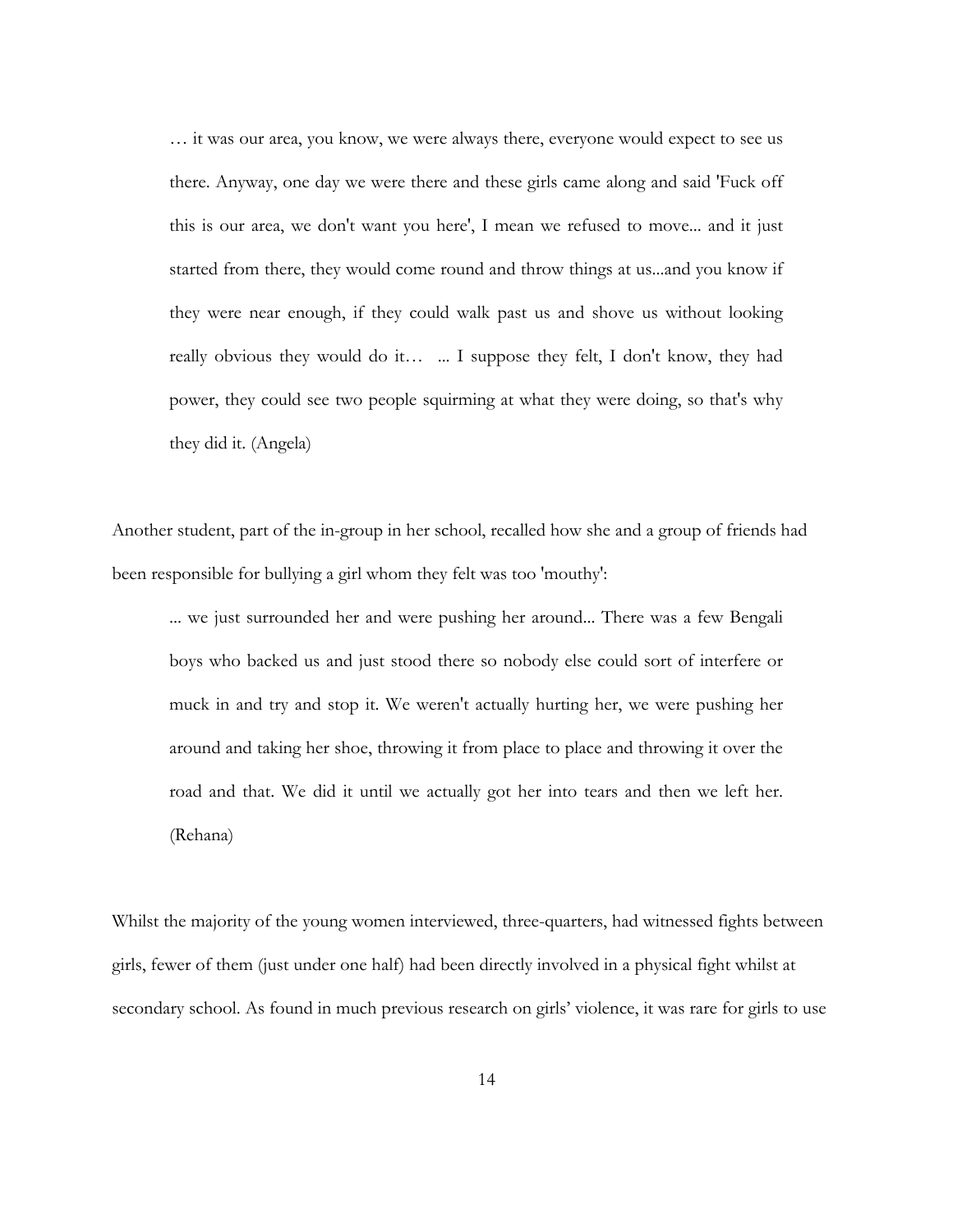> … it was our area, you know, we were always there, everyone would expect to see us there. Anyway, one day we were there and these girls came along and said 'Fuck off this is our area, we don't want you here', I mean we refused to move... and it just started from there, they would come round and throw things at us...and you know if they were near enough, if they could walk past us and shove us without looking really obvious they would do it…   ... I suppose they felt, I don't know, they had power, they could see two people squirming at what they were doing, so that's why they did it. (Angela)

Another student, part of the in-group in her school, recalled how she and a group of friends had been responsible for bullying a girl whom they felt was too 'mouthy':

> ... we just surrounded her and were pushing her around... There was a few Bengali boys who backed us and just stood there so nobody else could sort of interfere or muck in and try and stop it. We weren't actually hurting her, we were pushing her around and taking her shoe, throwing it from place to place and throwing it over the road and that. We did it until we actually got her into tears and then we left her. (Rehana)

Whilst the majority of the young women interviewed, three-quarters, had witnessed fights between girls, fewer of them (just under one half) had been directly involved in a physical fight whilst at secondary school. As found in much previous research on girls' violence, it was rare for girls to use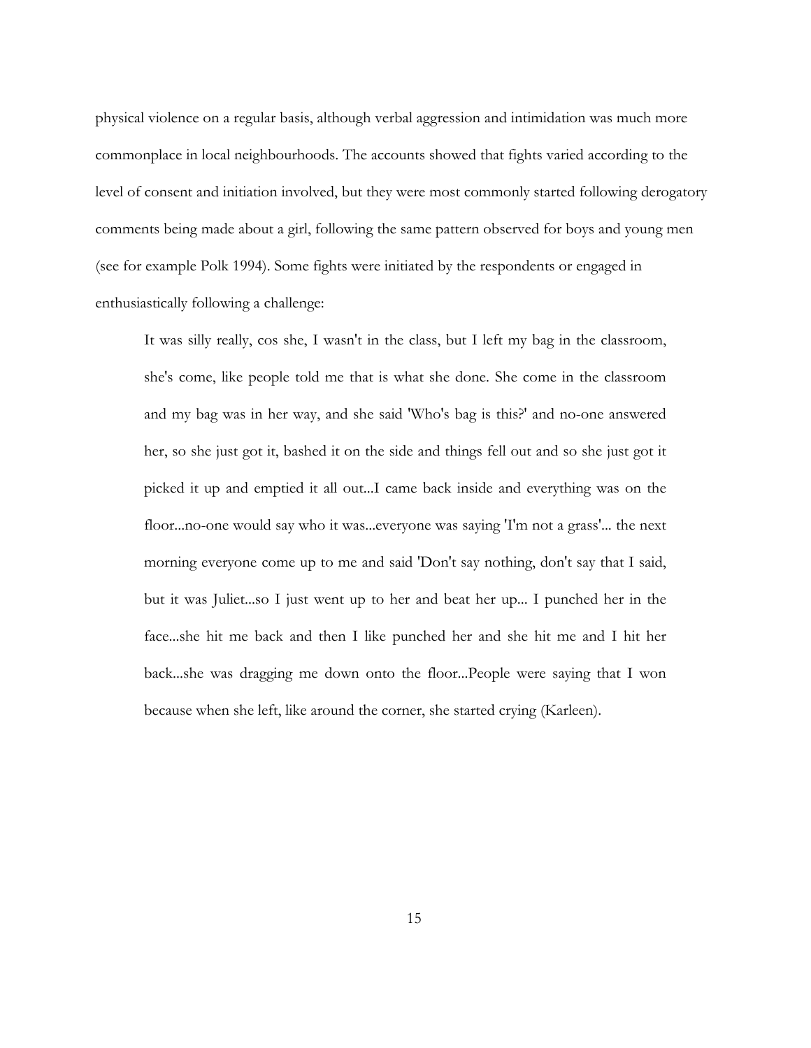physical violence on a regular basis, although verbal aggression and intimidation was much more commonplace in local neighbourhoods. The accounts showed that fights varied according to the level of consent and initiation involved, but they were most commonly started following derogatory comments being made about a girl, following the same pattern observed for boys and young men (see for example Polk 1994). Some fights were initiated by the respondents or engaged in enthusiastically following a challenge:

> It was silly really, cos she, I wasn't in the class, but I left my bag in the classroom, she's come, like people told me that is what she done. She come in the classroom and my bag was in her way, and she said 'Who's bag is this?' and no-one answered her, so she just got it, bashed it on the side and things fell out and so she just got it picked it up and emptied it all out...I came back inside and everything was on the floor...no-one would say who it was...everyone was saying 'I'm not a grass'... the next morning everyone come up to me and said 'Don't say nothing, don't say that I said, but it was Juliet...so I just went up to her and beat her up... I punched her in the face...she hit me back and then I like punched her and she hit me and I hit her back...she was dragging me down onto the floor...People were saying that I won because when she left, like around the corner, she started crying (Karleen).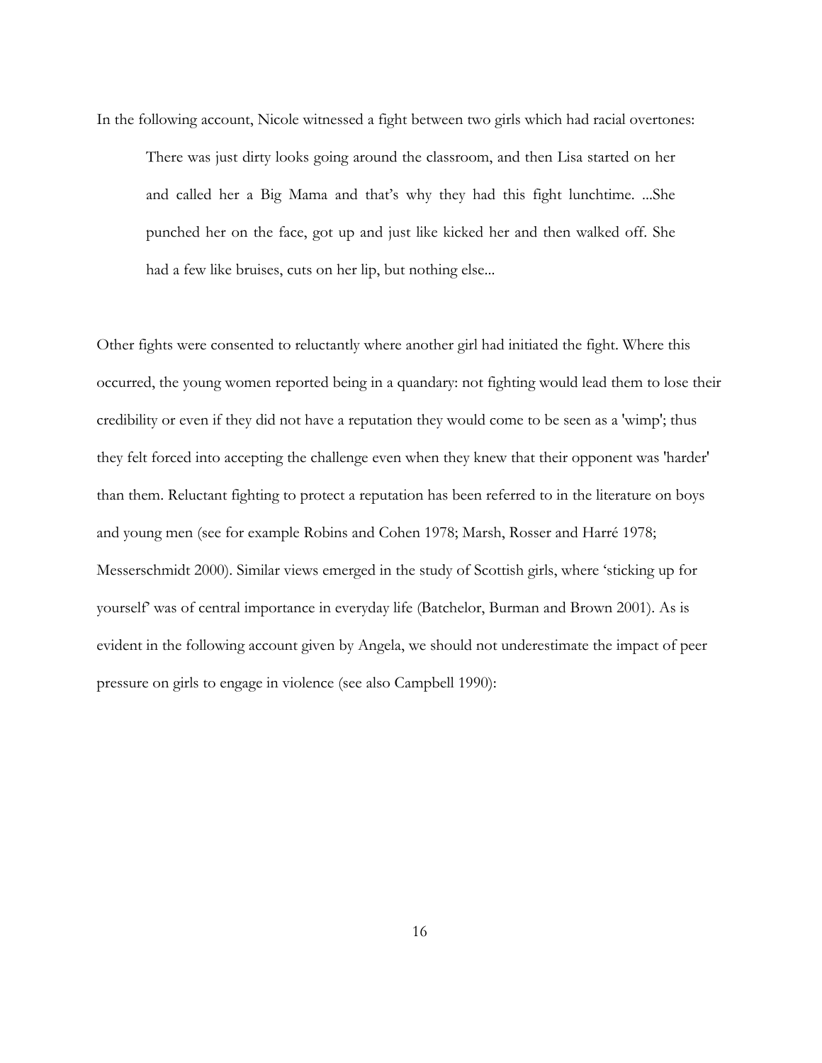In the following account, Nicole witnessed a fight between two girls which had racial overtones:

> There was just dirty looks going around the classroom, and then Lisa started on her and called her a Big Mama and that's why they had this fight lunchtime. ...She punched her on the face, got up and just like kicked her and then walked off. She had a few like bruises, cuts on her lip, but nothing else...

Other fights were consented to reluctantly where another girl had initiated the fight. Where this occurred, the young women reported being in a quandary: not fighting would lead them to lose their credibility or even if they did not have a reputation they would come to be seen as a 'wimp'; thus they felt forced into accepting the challenge even when they knew that their opponent was 'harder' than them. Reluctant fighting to protect a reputation has been referred to in the literature on boys and young men (see for example Robins and Cohen 1978; Marsh, Rosser and Harré 1978; Messerschmidt 2000). Similar views emerged in the study of Scottish girls, where 'sticking up for yourself' was of central importance in everyday life (Batchelor, Burman and Brown 2001). As is evident in the following account given by Angela, we should not underestimate the impact of peer pressure on girls to engage in violence (see also Campbell 1990):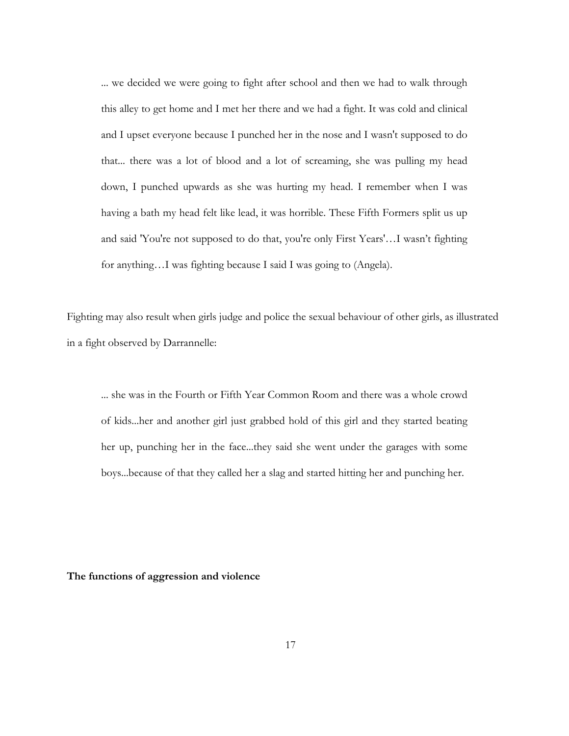> ... we decided we were going to fight after school and then we had to walk through this alley to get home and I met her there and we had a fight. It was cold and clinical and I upset everyone because I punched her in the nose and I wasn't supposed to do that... there was a lot of blood and a lot of screaming, she was pulling my head down, I punched upwards as she was hurting my head. I remember when I was having a bath my head felt like lead, it was horrible. These Fifth Formers split us up and said 'You're not supposed to do that, you're only First Years'…I wasn't fighting for anything…I was fighting because I said I was going to (Angela).

Fighting may also result when girls judge and police the sexual behaviour of other girls, as illustrated in a fight observed by Darrannelle:

> ... she was in the Fourth or Fifth Year Common Room and there was a whole crowd of kids...her and another girl just grabbed hold of this girl and they started beating her up, punching her in the face...they said she went under the garages with some boys...because of that they called her a slag and started hitting her and punching her.

**The functions of aggression and violence**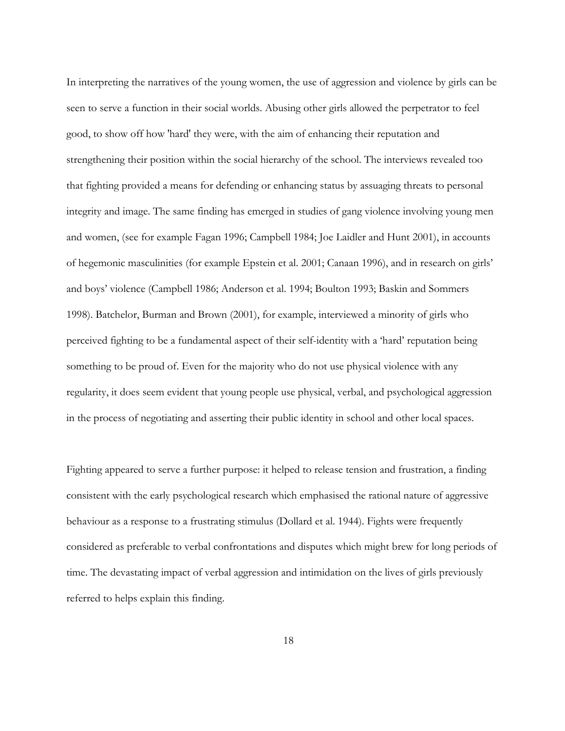In interpreting the narratives of the young women, the use of aggression and violence by girls can be seen to serve a function in their social worlds. Abusing other girls allowed the perpetrator to feel good, to show off how 'hard' they were, with the aim of enhancing their reputation and strengthening their position within the social hierarchy of the school. The interviews revealed too that fighting provided a means for defending or enhancing status by assuaging threats to personal integrity and image. The same finding has emerged in studies of gang violence involving young men and women, (see for example Fagan 1996; Campbell 1984; Joe Laidler and Hunt 2001), in accounts of hegemonic masculinities (for example Epstein et al. 2001; Canaan 1996), and in research on girls' and boys' violence (Campbell 1986; Anderson et al. 1994; Boulton 1993; Baskin and Sommers 1998). Batchelor, Burman and Brown (2001), for example, interviewed a minority of girls who perceived fighting to be a fundamental aspect of their self-identity with a 'hard' reputation being something to be proud of. Even for the majority who do not use physical violence with any regularity, it does seem evident that young people use physical, verbal, and psychological aggression in the process of negotiating and asserting their public identity in school and other local spaces.

Fighting appeared to serve a further purpose: it helped to release tension and frustration, a finding consistent with the early psychological research which emphasised the rational nature of aggressive behaviour as a response to a frustrating stimulus (Dollard et al. 1944). Fights were frequently considered as preferable to verbal confrontations and disputes which might brew for long periods of time. The devastating impact of verbal aggression and intimidation on the lives of girls previously referred to helps explain this finding.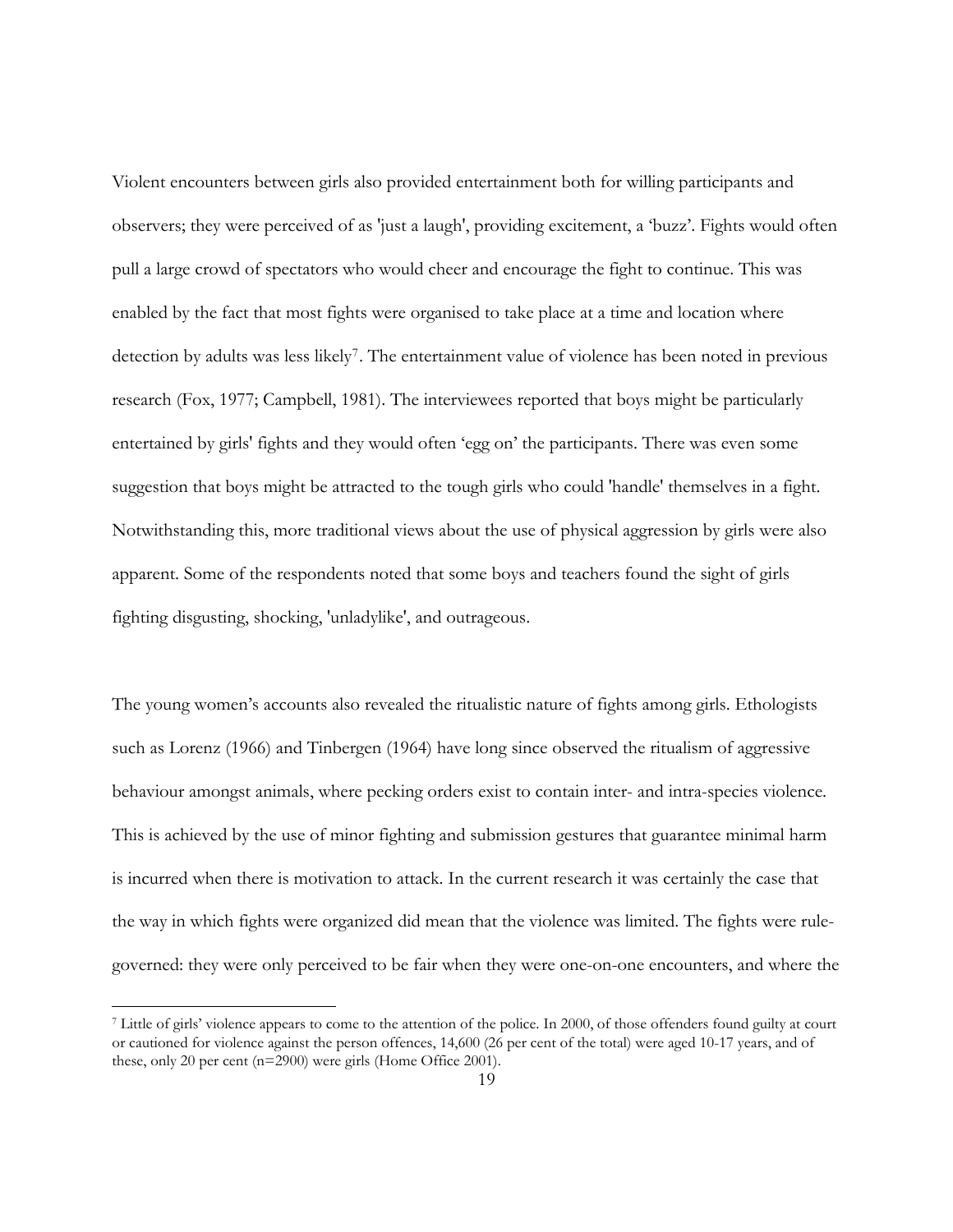Violent encounters between girls also provided entertainment both for willing participants and observers; they were perceived of as 'just a laugh', providing excitement, a 'buzz'. Fights would often pull a large crowd of spectators who would cheer and encourage the fight to continue. This was enabled by the fact that most fights were organised to take place at a time and location where detection by adults was less likely[7]. The entertainment value of violence has been noted in previous research (Fox, 1977; Campbell, 1981). The interviewees reported that boys might be particularly entertained by girls' fights and they would often 'egg on' the participants. There was even some suggestion that boys might be attracted to the tough girls who could 'handle' themselves in a fight. Notwithstanding this, more traditional views about the use of physical aggression by girls were also apparent. Some of the respondents noted that some boys and teachers found the sight of girls fighting disgusting, shocking, 'unladylike', and outrageous.

The young women's accounts also revealed the ritualistic nature of fights among girls. Ethologists such as Lorenz (1966) and Tinbergen (1964) have long since observed the ritualism of aggressive behaviour amongst animals, where pecking orders exist to contain inter- and intra-species violence. This is achieved by the use of minor fighting and submission gestures that guarantee minimal harm is incurred when there is motivation to attack. In the current research it was certainly the case that the way in which fights were organized did mean that the violence was limited. The fights were rule-governed: they were only perceived to be fair when they were one-on-one encounters, and where the

---

[7] Little of girls' violence appears to come to the attention of the police. In 2000, of those offenders found guilty at court or cautioned for violence against the person offences, 14,600 (26 per cent of the total) were aged 10-17 years, and of these, only 20 per cent (n=2900) were girls (Home Office 2001).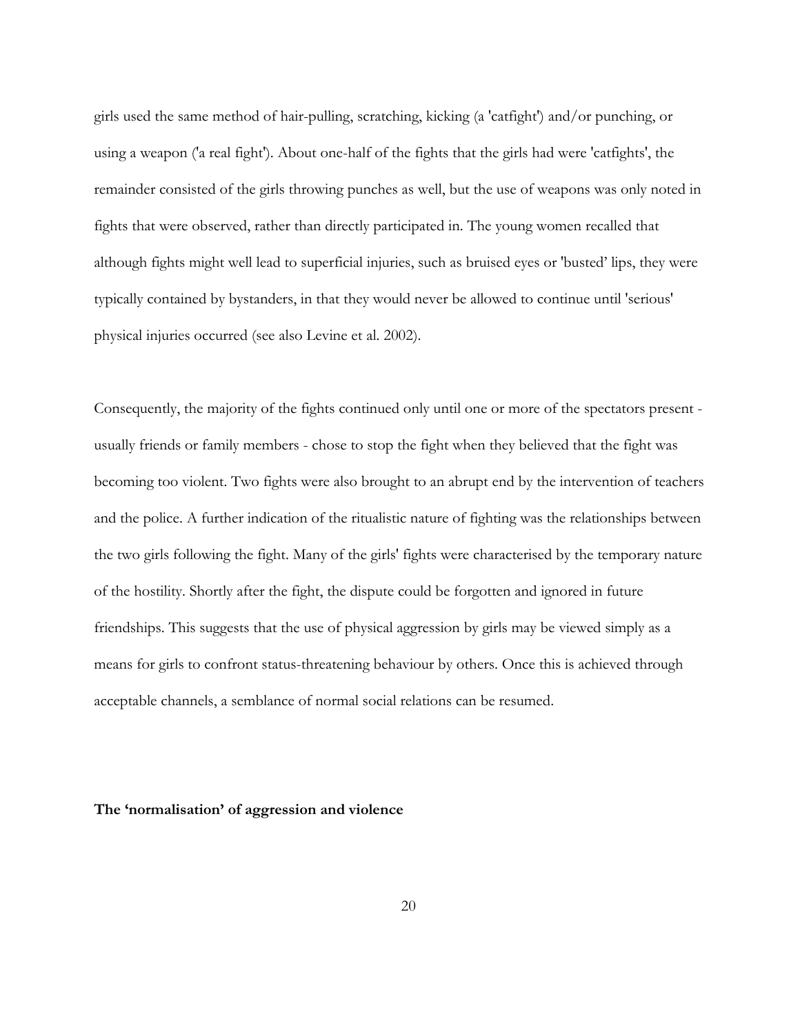girls used the same method of hair-pulling, scratching, kicking (a 'catfight') and/or punching, or using a weapon ('a real fight'). About one-half of the fights that the girls had were 'catfights', the remainder consisted of the girls throwing punches as well, but the use of weapons was only noted in fights that were observed, rather than directly participated in. The young women recalled that although fights might well lead to superficial injuries, such as bruised eyes or 'busted' lips, they were typically contained by bystanders, in that they would never be allowed to continue until 'serious' physical injuries occurred (see also Levine et al. 2002).

Consequently, the majority of the fights continued only until one or more of the spectators present - usually friends or family members - chose to stop the fight when they believed that the fight was becoming too violent. Two fights were also brought to an abrupt end by the intervention of teachers and the police. A further indication of the ritualistic nature of fighting was the relationships between the two girls following the fight. Many of the girls' fights were characterised by the temporary nature of the hostility. Shortly after the fight, the dispute could be forgotten and ignored in future friendships. This suggests that the use of physical aggression by girls may be viewed simply as a means for girls to confront status-threatening behaviour by others. Once this is achieved through acceptable channels, a semblance of normal social relations can be resumed.

**The 'normalisation' of aggression and violence**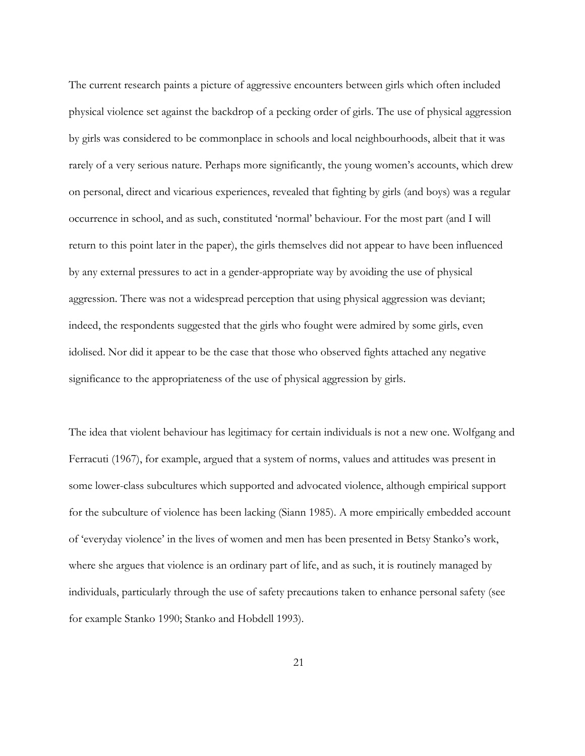The current research paints a picture of aggressive encounters between girls which often included physical violence set against the backdrop of a pecking order of girls. The use of physical aggression by girls was considered to be commonplace in schools and local neighbourhoods, albeit that it was rarely of a very serious nature. Perhaps more significantly, the young women's accounts, which drew on personal, direct and vicarious experiences, revealed that fighting by girls (and boys) was a regular occurrence in school, and as such, constituted 'normal' behaviour. For the most part (and I will return to this point later in the paper), the girls themselves did not appear to have been influenced by any external pressures to act in a gender-appropriate way by avoiding the use of physical aggression. There was not a widespread perception that using physical aggression was deviant; indeed, the respondents suggested that the girls who fought were admired by some girls, even idolised. Nor did it appear to be the case that those who observed fights attached any negative significance to the appropriateness of the use of physical aggression by girls.

The idea that violent behaviour has legitimacy for certain individuals is not a new one. Wolfgang and Ferracuti (1967), for example, argued that a system of norms, values and attitudes was present in some lower-class subcultures which supported and advocated violence, although empirical support for the subculture of violence has been lacking (Siann 1985). A more empirically embedded account of 'everyday violence' in the lives of women and men has been presented in Betsy Stanko's work, where she argues that violence is an ordinary part of life, and as such, it is routinely managed by individuals, particularly through the use of safety precautions taken to enhance personal safety (see for example Stanko 1990; Stanko and Hobdell 1993).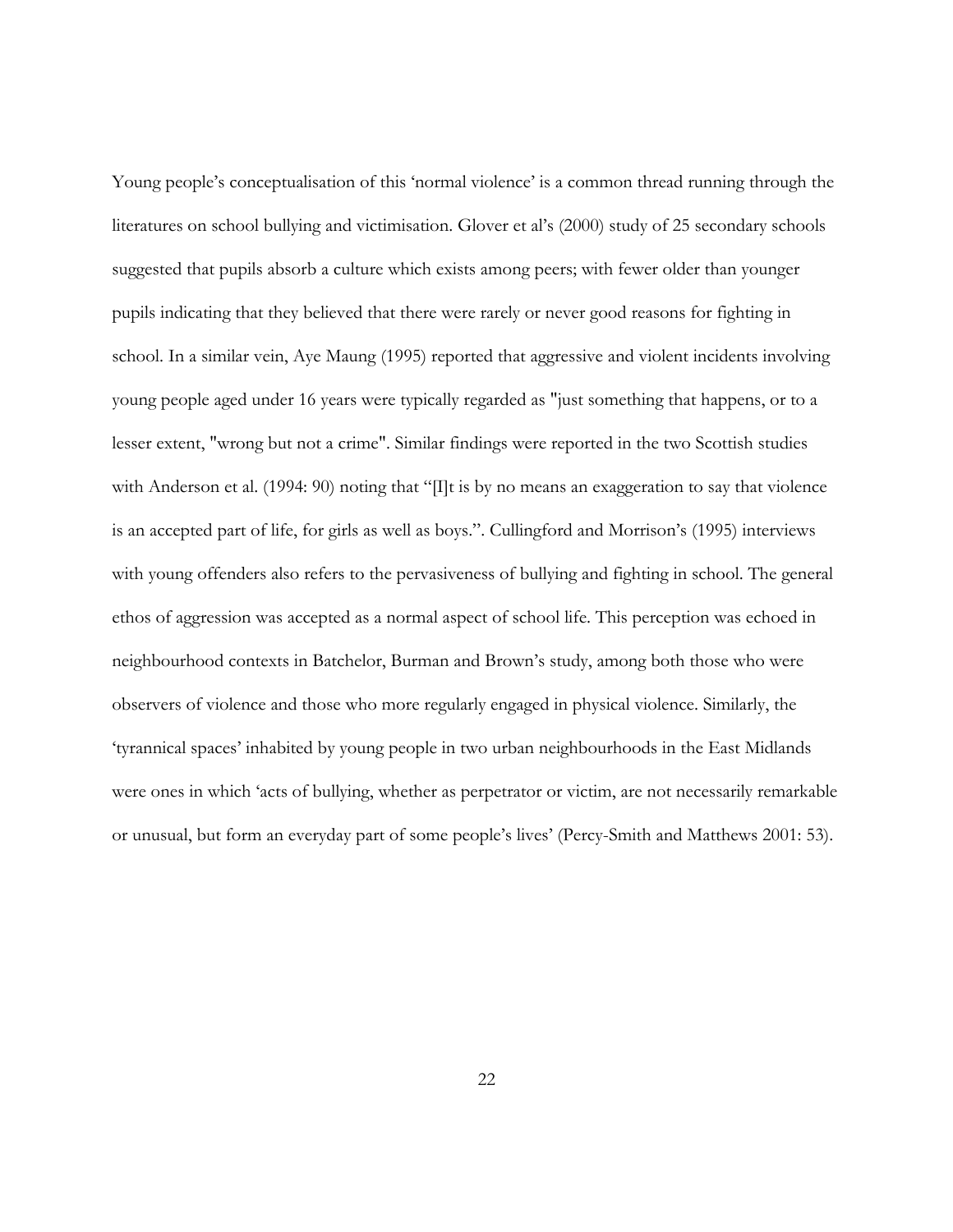Young people's conceptualisation of this 'normal violence' is a common thread running through the literatures on school bullying and victimisation. Glover et al's (2000) study of 25 secondary schools suggested that pupils absorb a culture which exists among peers; with fewer older than younger pupils indicating that they believed that there were rarely or never good reasons for fighting in school. In a similar vein, Aye Maung (1995) reported that aggressive and violent incidents involving young people aged under 16 years were typically regarded as "just something that happens, or to a lesser extent, "wrong but not a crime". Similar findings were reported in the two Scottish studies with Anderson et al. (1994: 90) noting that "[I]t is by no means an exaggeration to say that violence is an accepted part of life, for girls as well as boys.". Cullingford and Morrison's (1995) interviews with young offenders also refers to the pervasiveness of bullying and fighting in school. The general ethos of aggression was accepted as a normal aspect of school life. This perception was echoed in neighbourhood contexts in Batchelor, Burman and Brown's study, among both those who were observers of violence and those who more regularly engaged in physical violence. Similarly, the 'tyrannical spaces' inhabited by young people in two urban neighbourhoods in the East Midlands were ones in which 'acts of bullying, whether as perpetrator or victim, are not necessarily remarkable or unusual, but form an everyday part of some people's lives' (Percy-Smith and Matthews 2001: 53).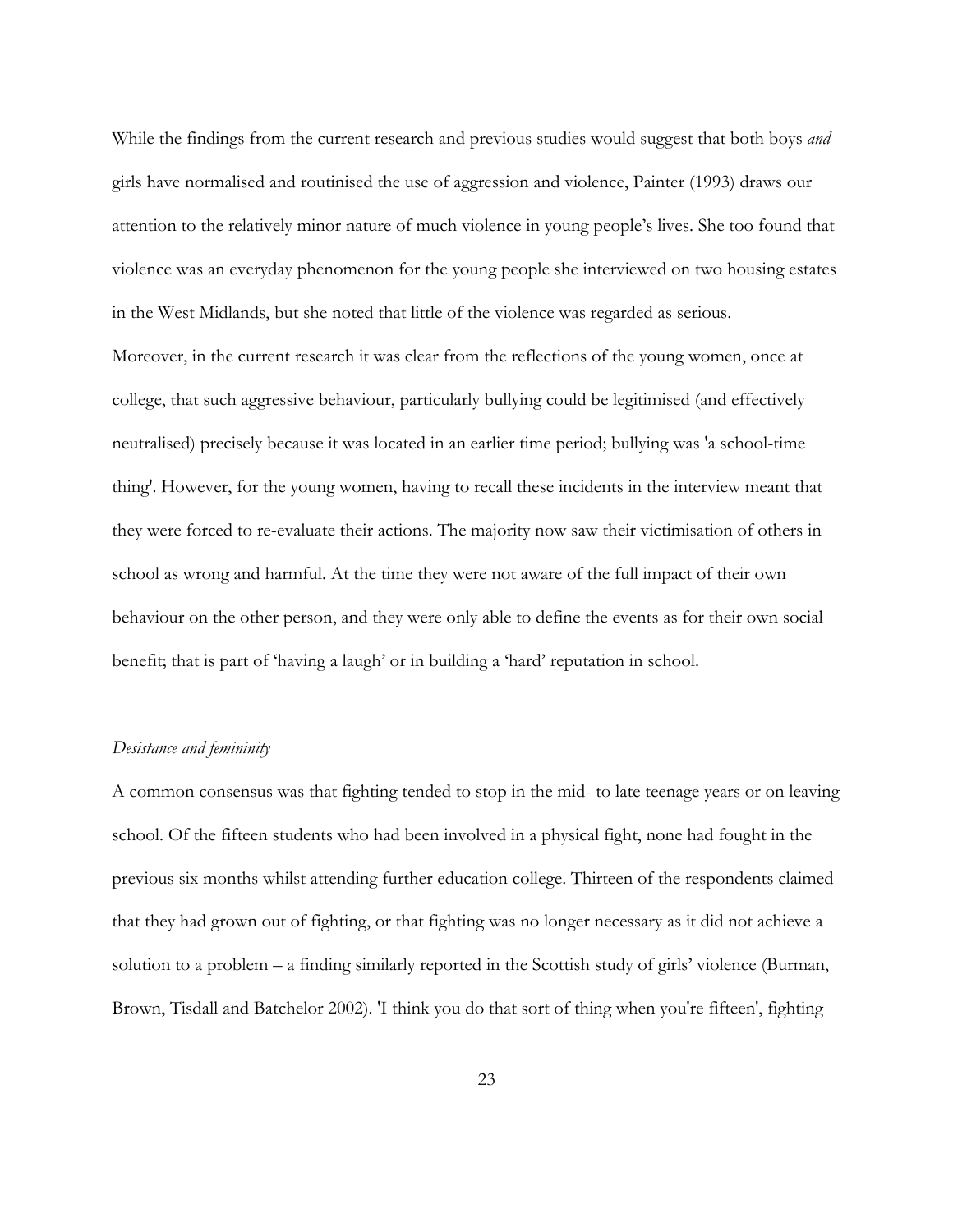While the findings from the current research and previous studies would suggest that both boys *and* girls have normalised and routinised the use of aggression and violence, Painter (1993) draws our attention to the relatively minor nature of much violence in young people's lives. She too found that violence was an everyday phenomenon for the young people she interviewed on two housing estates in the West Midlands, but she noted that little of the violence was regarded as serious. Moreover, in the current research it was clear from the reflections of the young women, once at college, that such aggressive behaviour, particularly bullying could be legitimised (and effectively neutralised) precisely because it was located in an earlier time period; bullying was 'a school-time thing'. However, for the young women, having to recall these incidents in the interview meant that they were forced to re-evaluate their actions. The majority now saw their victimisation of others in school as wrong and harmful. At the time they were not aware of the full impact of their own behaviour on the other person, and they were only able to define the events as for their own social benefit; that is part of 'having a laugh' or in building a 'hard' reputation in school.

*Desistance and femininity*

A common consensus was that fighting tended to stop in the mid- to late teenage years or on leaving school. Of the fifteen students who had been involved in a physical fight, none had fought in the previous six months whilst attending further education college. Thirteen of the respondents claimed that they had grown out of fighting, or that fighting was no longer necessary as it did not achieve a solution to a problem – a finding similarly reported in the Scottish study of girls' violence (Burman, Brown, Tisdall and Batchelor 2002). 'I think you do that sort of thing when you're fifteen', fighting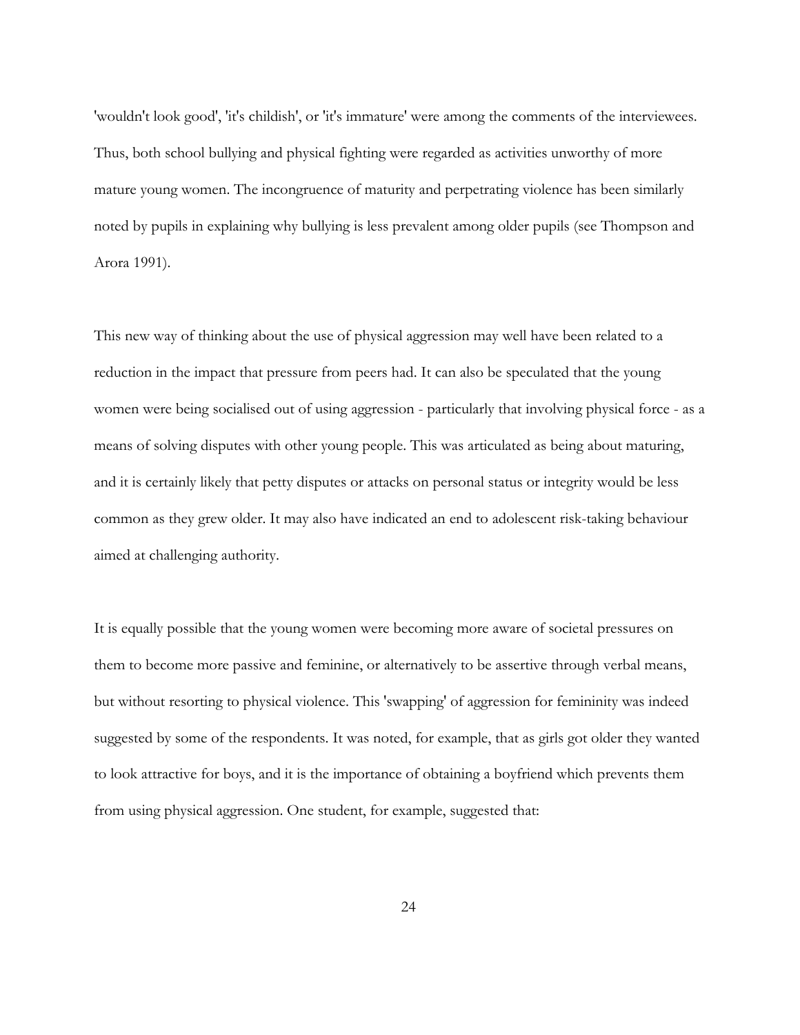'wouldn't look good', 'it's childish', or 'it's immature' were among the comments of the interviewees. Thus, both school bullying and physical fighting were regarded as activities unworthy of more mature young women. The incongruence of maturity and perpetrating violence has been similarly noted by pupils in explaining why bullying is less prevalent among older pupils (see Thompson and Arora 1991).

This new way of thinking about the use of physical aggression may well have been related to a reduction in the impact that pressure from peers had. It can also be speculated that the young women were being socialised out of using aggression - particularly that involving physical force - as a means of solving disputes with other young people. This was articulated as being about maturing, and it is certainly likely that petty disputes or attacks on personal status or integrity would be less common as they grew older. It may also have indicated an end to adolescent risk-taking behaviour aimed at challenging authority.

It is equally possible that the young women were becoming more aware of societal pressures on them to become more passive and feminine, or alternatively to be assertive through verbal means, but without resorting to physical violence. This 'swapping' of aggression for femininity was indeed suggested by some of the respondents. It was noted, for example, that as girls got older they wanted to look attractive for boys, and it is the importance of obtaining a boyfriend which prevents them from using physical aggression. One student, for example, suggested that: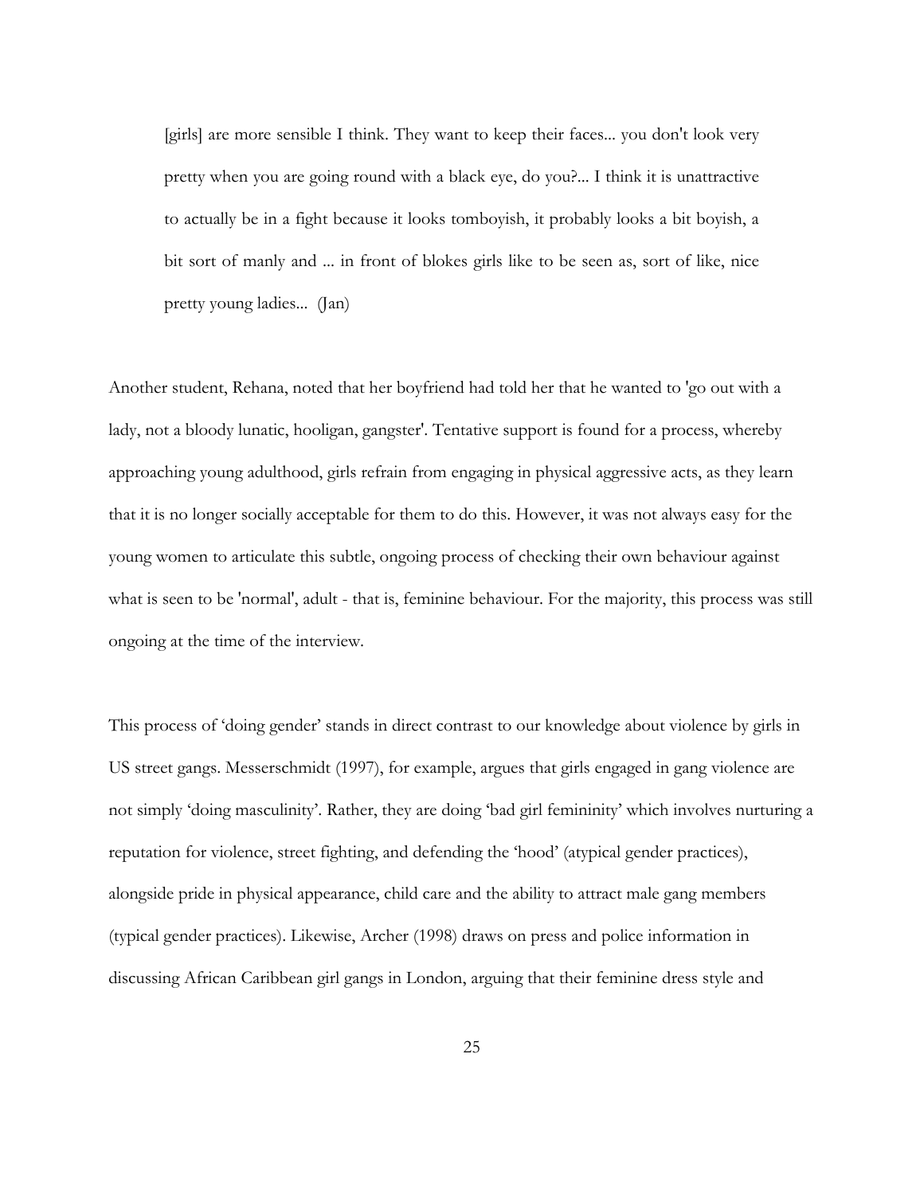> [girls] are more sensible I think. They want to keep their faces... you don't look very pretty when you are going round with a black eye, do you?... I think it is unattractive to actually be in a fight because it looks tomboyish, it probably looks a bit boyish, a bit sort of manly and ... in front of blokes girls like to be seen as, sort of like, nice pretty young ladies... (Jan)

Another student, Rehana, noted that her boyfriend had told her that he wanted to 'go out with a lady, not a bloody lunatic, hooligan, gangster'. Tentative support is found for a process, whereby approaching young adulthood, girls refrain from engaging in physical aggressive acts, as they learn that it is no longer socially acceptable for them to do this. However, it was not always easy for the young women to articulate this subtle, ongoing process of checking their own behaviour against what is seen to be 'normal', adult - that is, feminine behaviour. For the majority, this process was still ongoing at the time of the interview.

This process of 'doing gender' stands in direct contrast to our knowledge about violence by girls in US street gangs. Messerschmidt (1997), for example, argues that girls engaged in gang violence are not simply 'doing masculinity'. Rather, they are doing 'bad girl femininity' which involves nurturing a reputation for violence, street fighting, and defending the 'hood' (atypical gender practices), alongside pride in physical appearance, child care and the ability to attract male gang members (typical gender practices). Likewise, Archer (1998) draws on press and police information in discussing African Caribbean girl gangs in London, arguing that their feminine dress style and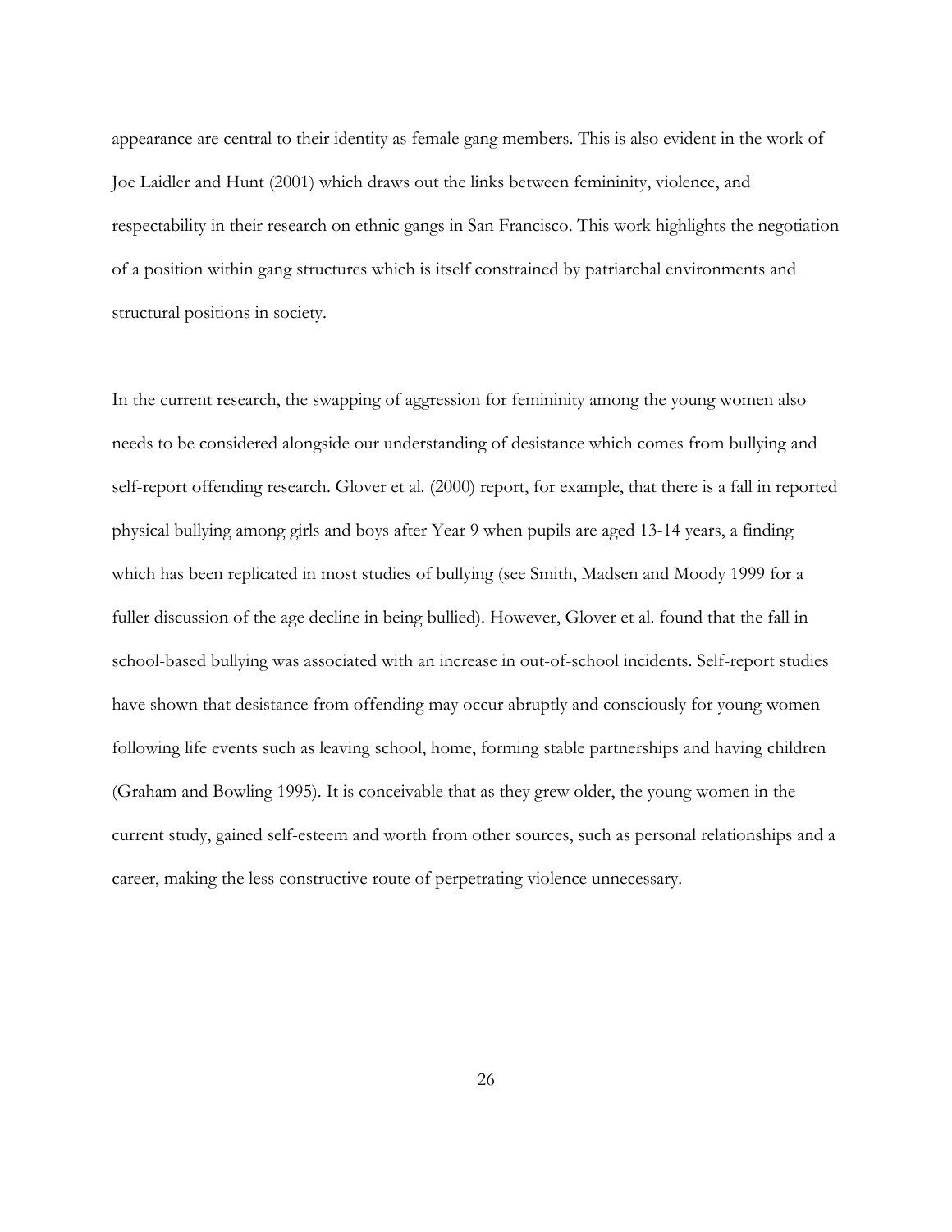appearance are central to their identity as female gang members. This is also evident in the work of Joe Laidler and Hunt (2001) which draws out the links between femininity, violence, and respectability in their research on ethnic gangs in San Francisco. This work highlights the negotiation of a position within gang structures which is itself constrained by patriarchal environments and structural positions in society.

In the current research, the swapping of aggression for femininity among the young women also needs to be considered alongside our understanding of desistance which comes from bullying and self-report offending research. Glover et al. (2000) report, for example, that there is a fall in reported physical bullying among girls and boys after Year 9 when pupils are aged 13-14 years, a finding which has been replicated in most studies of bullying (see Smith, Madsen and Moody 1999 for a fuller discussion of the age decline in being bullied). However, Glover et al. found that the fall in school-based bullying was associated with an increase in out-of-school incidents. Self-report studies have shown that desistance from offending may occur abruptly and consciously for young women following life events such as leaving school, home, forming stable partnerships and having children (Graham and Bowling 1995). It is conceivable that as they grew older, the young women in the current study, gained self-esteem and worth from other sources, such as personal relationships and a career, making the less constructive route of perpetrating violence unnecessary.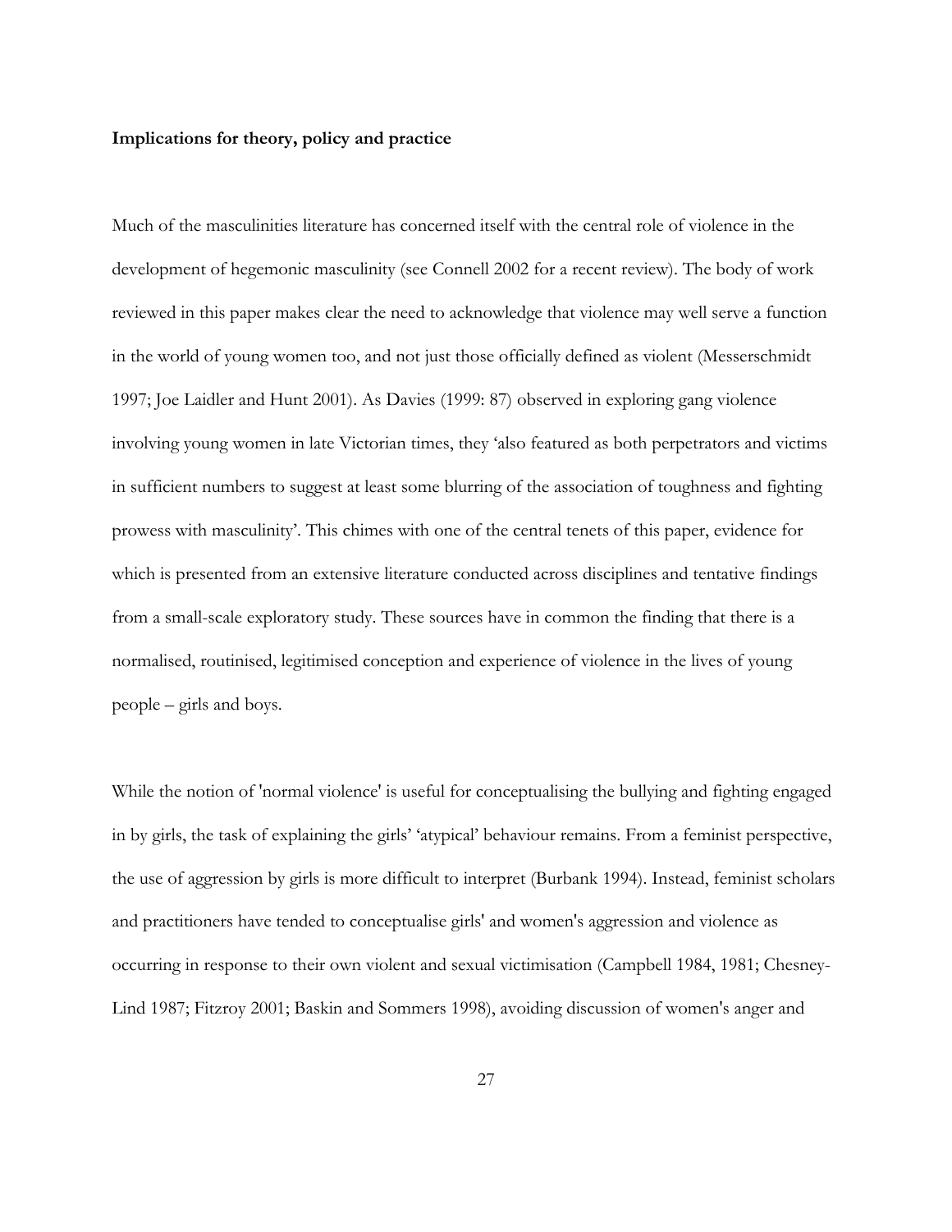**Implications for theory, policy and practice**

Much of the masculinities literature has concerned itself with the central role of violence in the development of hegemonic masculinity (see Connell 2002 for a recent review). The body of work reviewed in this paper makes clear the need to acknowledge that violence may well serve a function in the world of young women too, and not just those officially defined as violent (Messerschmidt 1997; Joe Laidler and Hunt 2001). As Davies (1999: 87) observed in exploring gang violence involving young women in late Victorian times, they 'also featured as both perpetrators and victims in sufficient numbers to suggest at least some blurring of the association of toughness and fighting prowess with masculinity'. This chimes with one of the central tenets of this paper, evidence for which is presented from an extensive literature conducted across disciplines and tentative findings from a small-scale exploratory study. These sources have in common the finding that there is a normalised, routinised, legitimised conception and experience of violence in the lives of young people – girls and boys.

While the notion of 'normal violence' is useful for conceptualising the bullying and fighting engaged in by girls, the task of explaining the girls' 'atypical' behaviour remains. From a feminist perspective, the use of aggression by girls is more difficult to interpret (Burbank 1994). Instead, feminist scholars and practitioners have tended to conceptualise girls' and women's aggression and violence as occurring in response to their own violent and sexual victimisation (Campbell 1984, 1981; Chesney-Lind 1987; Fitzroy 2001; Baskin and Sommers 1998), avoiding discussion of women's anger and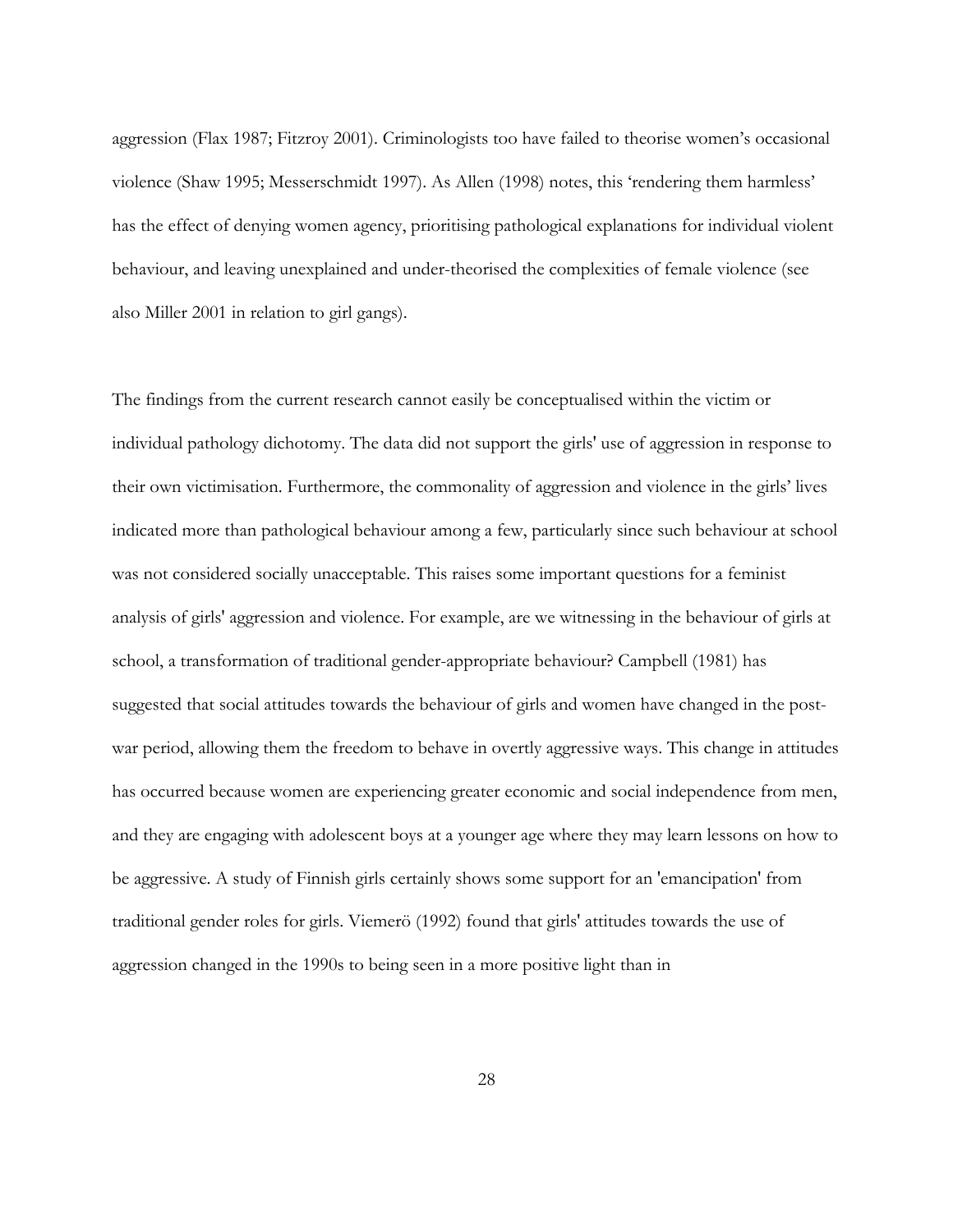aggression (Flax 1987; Fitzroy 2001). Criminologists too have failed to theorise women's occasional violence (Shaw 1995; Messerschmidt 1997). As Allen (1998) notes, this 'rendering them harmless' has the effect of denying women agency, prioritising pathological explanations for individual violent behaviour, and leaving unexplained and under-theorised the complexities of female violence (see also Miller 2001 in relation to girl gangs).

The findings from the current research cannot easily be conceptualised within the victim or individual pathology dichotomy. The data did not support the girls' use of aggression in response to their own victimisation. Furthermore, the commonality of aggression and violence in the girls' lives indicated more than pathological behaviour among a few, particularly since such behaviour at school was not considered socially unacceptable. This raises some important questions for a feminist analysis of girls' aggression and violence. For example, are we witnessing in the behaviour of girls at school, a transformation of traditional gender-appropriate behaviour? Campbell (1981) has suggested that social attitudes towards the behaviour of girls and women have changed in the post-war period, allowing them the freedom to behave in overtly aggressive ways. This change in attitudes has occurred because women are experiencing greater economic and social independence from men, and they are engaging with adolescent boys at a younger age where they may learn lessons on how to be aggressive. A study of Finnish girls certainly shows some support for an 'emancipation' from traditional gender roles for girls. Viemerö (1992) found that girls' attitudes towards the use of aggression changed in the 1990s to being seen in a more positive light than in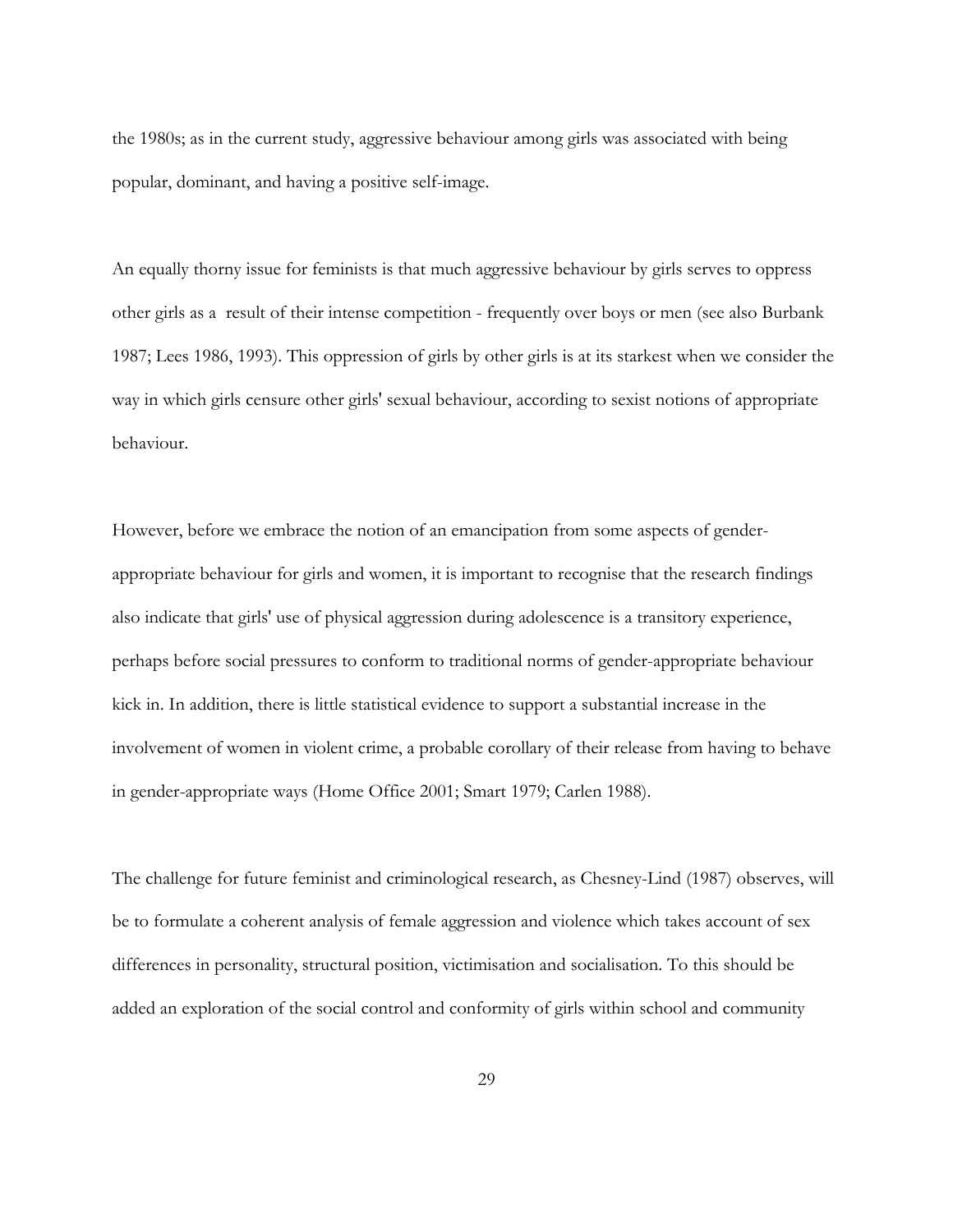the 1980s; as in the current study, aggressive behaviour among girls was associated with being popular, dominant, and having a positive self-image.

An equally thorny issue for feminists is that much aggressive behaviour by girls serves to oppress other girls as a result of their intense competition - frequently over boys or men (see also Burbank 1987; Lees 1986, 1993). This oppression of girls by other girls is at its starkest when we consider the way in which girls censure other girls' sexual behaviour, according to sexist notions of appropriate behaviour.

However, before we embrace the notion of an emancipation from some aspects of gender-appropriate behaviour for girls and women, it is important to recognise that the research findings also indicate that girls' use of physical aggression during adolescence is a transitory experience, perhaps before social pressures to conform to traditional norms of gender-appropriate behaviour kick in. In addition, there is little statistical evidence to support a substantial increase in the involvement of women in violent crime, a probable corollary of their release from having to behave in gender-appropriate ways (Home Office 2001; Smart 1979; Carlen 1988).

The challenge for future feminist and criminological research, as Chesney-Lind (1987) observes, will be to formulate a coherent analysis of female aggression and violence which takes account of sex differences in personality, structural position, victimisation and socialisation. To this should be added an exploration of the social control and conformity of girls within school and community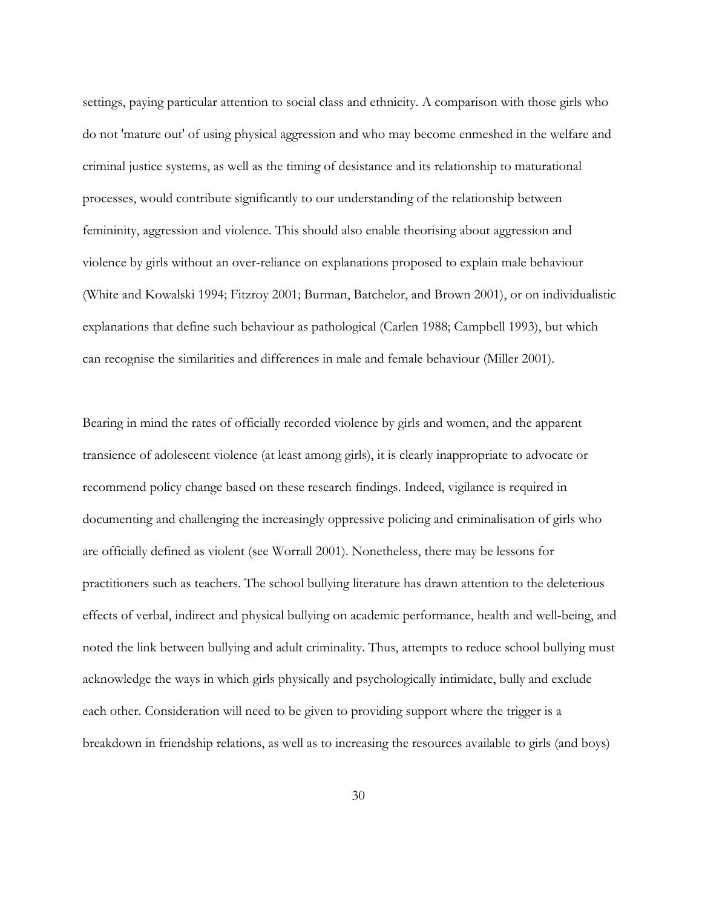settings, paying particular attention to social class and ethnicity. A comparison with those girls who do not 'mature out' of using physical aggression and who may become enmeshed in the welfare and criminal justice systems, as well as the timing of desistance and its relationship to maturational processes, would contribute significantly to our understanding of the relationship between femininity, aggression and violence. This should also enable theorising about aggression and violence by girls without an over-reliance on explanations proposed to explain male behaviour (White and Kowalski 1994; Fitzroy 2001; Burman, Batchelor, and Brown 2001), or on individualistic explanations that define such behaviour as pathological (Carlen 1988; Campbell 1993), but which can recognise the similarities and differences in male and female behaviour (Miller 2001).

Bearing in mind the rates of officially recorded violence by girls and women, and the apparent transience of adolescent violence (at least among girls), it is clearly inappropriate to advocate or recommend policy change based on these research findings. Indeed, vigilance is required in documenting and challenging the increasingly oppressive policing and criminalisation of girls who are officially defined as violent (see Worrall 2001). Nonetheless, there may be lessons for practitioners such as teachers. The school bullying literature has drawn attention to the deleterious effects of verbal, indirect and physical bullying on academic performance, health and well-being, and noted the link between bullying and adult criminality. Thus, attempts to reduce school bullying must acknowledge the ways in which girls physically and psychologically intimidate, bully and exclude each other. Consideration will need to be given to providing support where the trigger is a breakdown in friendship relations, as well as to increasing the resources available to girls (and boys)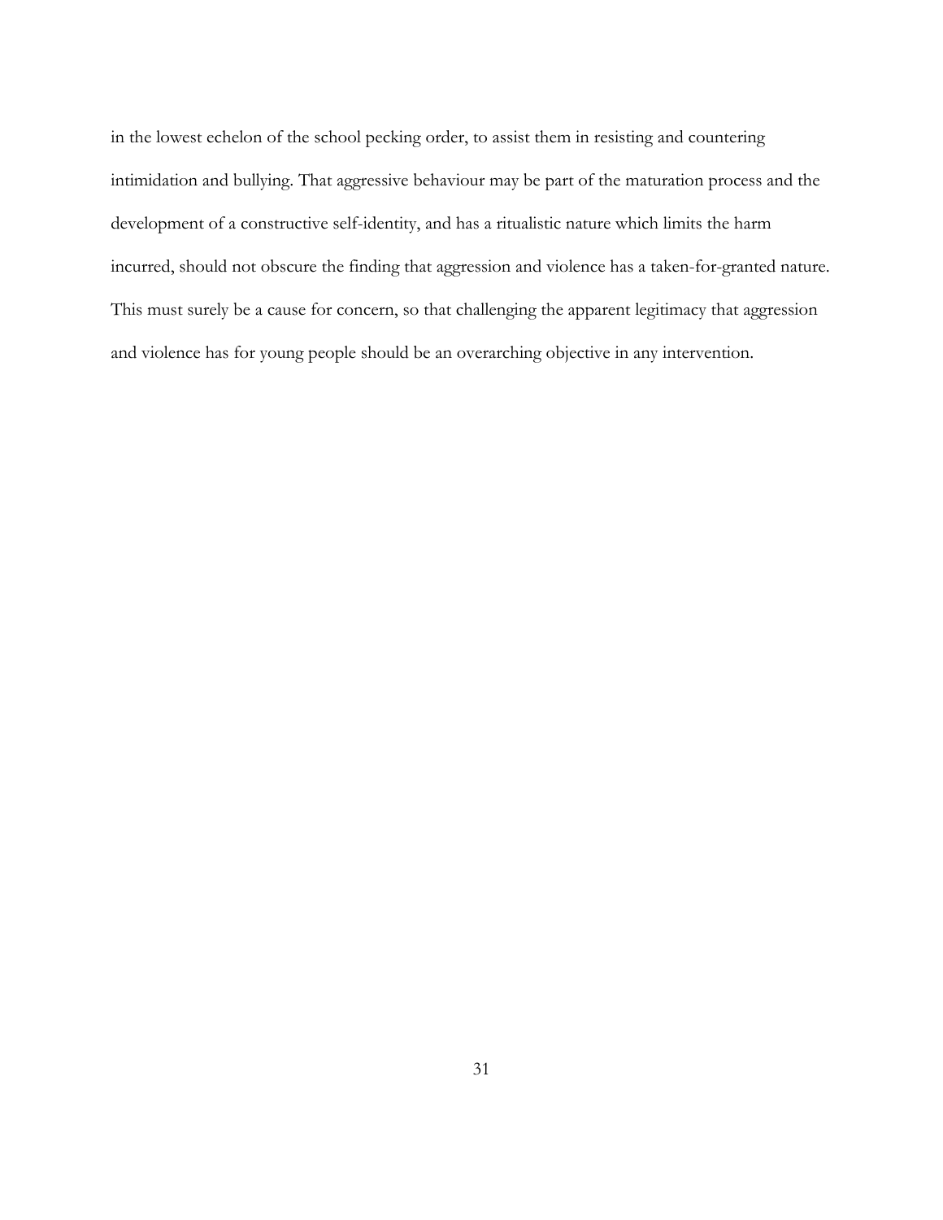in the lowest echelon of the school pecking order, to assist them in resisting and countering intimidation and bullying. That aggressive behaviour may be part of the maturation process and the development of a constructive self-identity, and has a ritualistic nature which limits the harm incurred, should not obscure the finding that aggression and violence has a taken-for-granted nature. This must surely be a cause for concern, so that challenging the apparent legitimacy that aggression and violence has for young people should be an overarching objective in any intervention.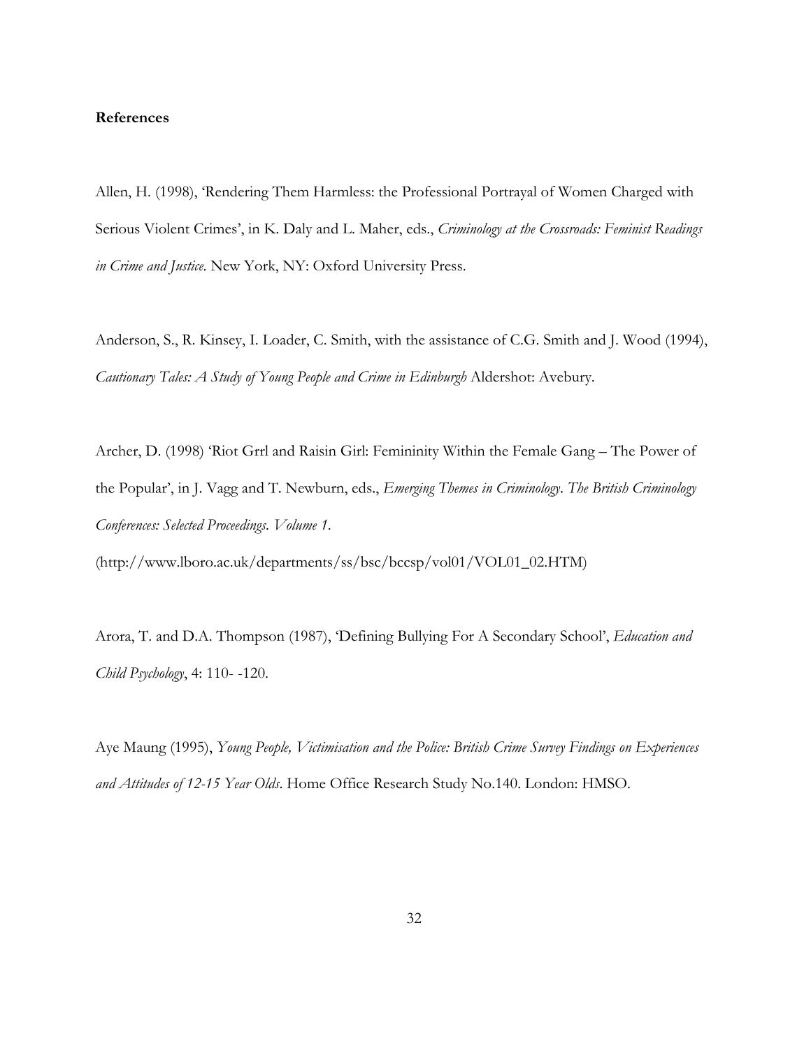**References**

Allen, H. (1998), 'Rendering Them Harmless: the Professional Portrayal of Women Charged with Serious Violent Crimes', in K. Daly and L. Maher, eds., *Criminology at the Crossroads: Feminist Readings in Crime and Justice*. New York, NY: Oxford University Press.

Anderson, S., R. Kinsey, I. Loader, C. Smith, with the assistance of C.G. Smith and J. Wood (1994), *Cautionary Tales: A Study of Young People and Crime in Edinburgh* Aldershot: Avebury.

Archer, D. (1998) 'Riot Grrl and Raisin Girl: Femininity Within the Female Gang – The Power of the Popular', in J. Vagg and T. Newburn, eds., *Emerging Themes in Criminology*. *The British Criminology Conferences: Selected Proceedings. Volume 1*. (http://www.lboro.ac.uk/departments/ss/bsc/bccsp/vol01/VOL01_02.HTM)

Arora, T. and D.A. Thompson (1987), 'Defining Bullying For A Secondary School', *Education and Child Psychology*, 4: 110- -120.

Aye Maung (1995), *Young People, Victimisation and the Police: British Crime Survey Findings on Experiences and Attitudes of 12-15 Year Olds*. Home Office Research Study No.140. London: HMSO.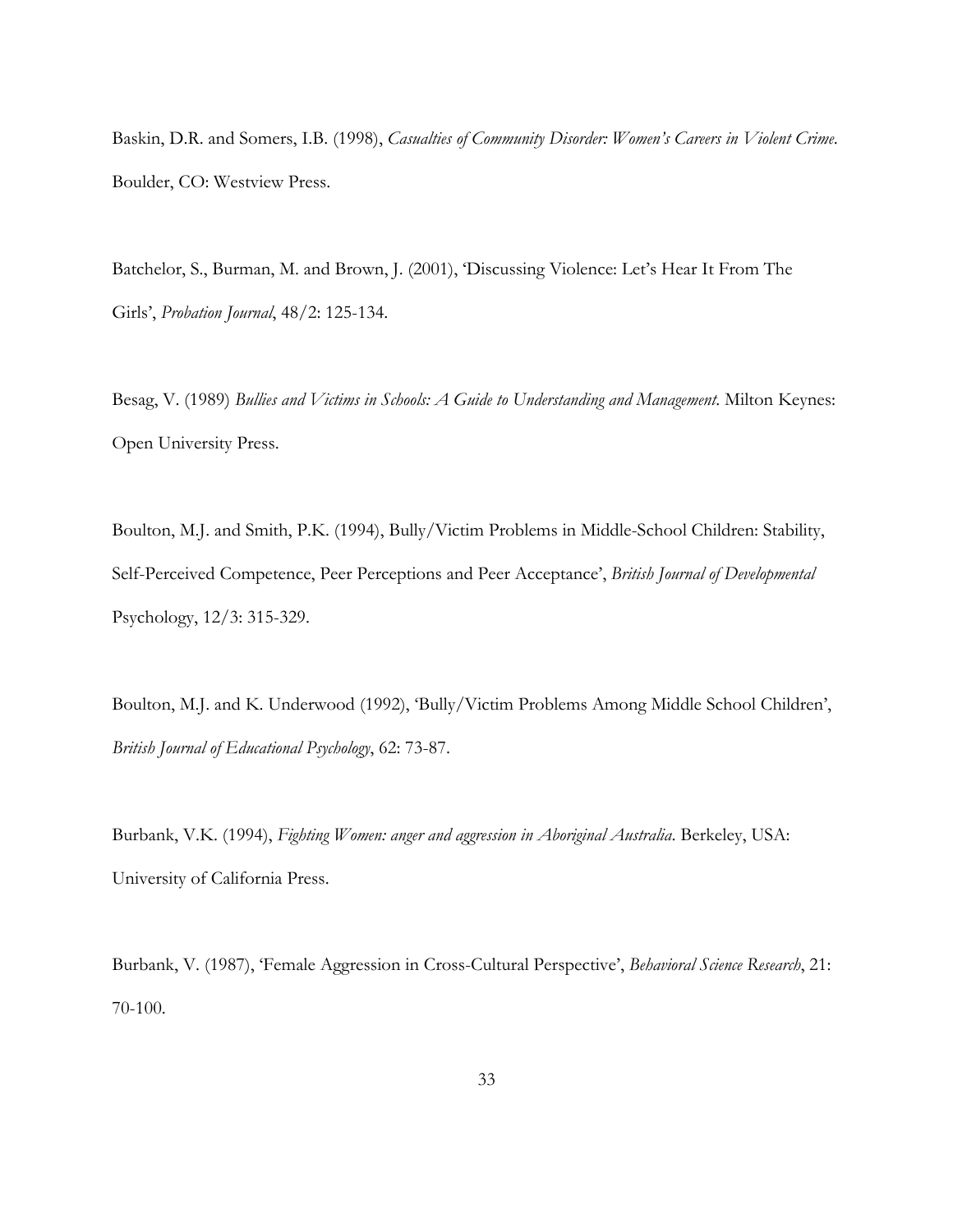Baskin, D.R. and Somers, I.B. (1998), *Casualties of Community Disorder: Women's Careers in Violent Crime*. Boulder, CO: Westview Press.

Batchelor, S., Burman, M. and Brown, J. (2001), 'Discussing Violence: Let's Hear It From The Girls', *Probation Journal*, 48/2: 125-134.

Besag, V. (1989) *Bullies and Victims in Schools: A Guide to Understanding and Management*. Milton Keynes: Open University Press.

Boulton, M.J. and Smith, P.K. (1994), Bully/Victim Problems in Middle-School Children: Stability, Self-Perceived Competence, Peer Perceptions and Peer Acceptance', *British Journal of Developmental* Psychology, 12/3: 315-329.

Boulton, M.J. and K. Underwood (1992), 'Bully/Victim Problems Among Middle School Children', *British Journal of Educational Psychology*, 62: 73-87.

Burbank, V.K. (1994), *Fighting Women: anger and aggression in Aboriginal Australia*. Berkeley, USA: University of California Press.

Burbank, V. (1987), 'Female Aggression in Cross-Cultural Perspective', *Behavioral Science Research*, 21: 70-100.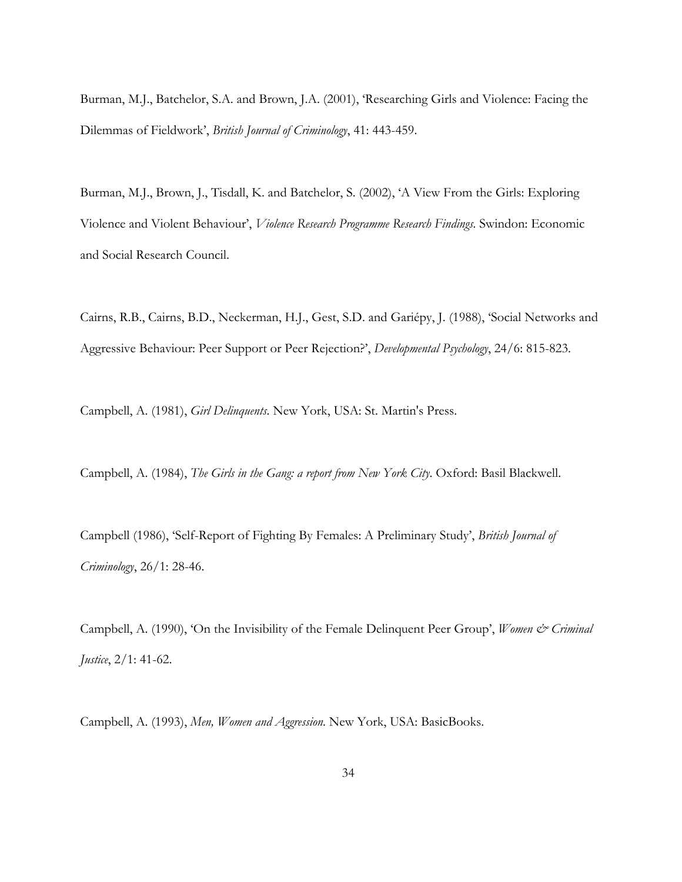Burman, M.J., Batchelor, S.A. and Brown, J.A. (2001), 'Researching Girls and Violence: Facing the Dilemmas of Fieldwork', *British Journal of Criminology*, 41: 443-459.

Burman, M.J., Brown, J., Tisdall, K. and Batchelor, S. (2002), 'A View From the Girls: Exploring Violence and Violent Behaviour', *Violence Research Programme Research Findings*. Swindon: Economic and Social Research Council.

Cairns, R.B., Cairns, B.D., Neckerman, H.J., Gest, S.D. and Gariépy, J. (1988), 'Social Networks and Aggressive Behaviour: Peer Support or Peer Rejection?', *Developmental Psychology*, 24/6: 815-823.

Campbell, A. (1981), *Girl Delinquents*. New York, USA: St. Martin's Press.

Campbell, A. (1984), *The Girls in the Gang: a report from New York City*. Oxford: Basil Blackwell.

Campbell (1986), 'Self-Report of Fighting By Females: A Preliminary Study', *British Journal of Criminology*, 26/1: 28-46.

Campbell, A. (1990), 'On the Invisibility of the Female Delinquent Peer Group', *Women & Criminal Justice*, 2/1: 41-62.

Campbell, A. (1993), *Men, Women and Aggression*. New York, USA: BasicBooks.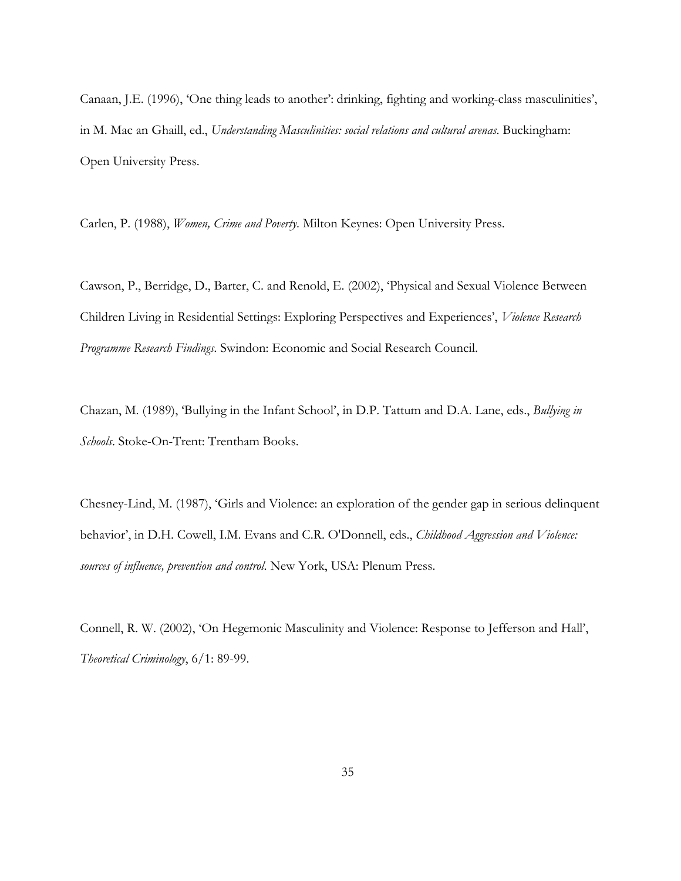Canaan, J.E. (1996), 'One thing leads to another': drinking, fighting and working-class masculinities', in M. Mac an Ghaill, ed., *Understanding Masculinities: social relations and cultural arenas*. Buckingham: Open University Press.

Carlen, P. (1988), *Women, Crime and Poverty*. Milton Keynes: Open University Press.

Cawson, P., Berridge, D., Barter, C. and Renold, E. (2002), 'Physical and Sexual Violence Between Children Living in Residential Settings: Exploring Perspectives and Experiences', *Violence Research Programme Research Findings*. Swindon: Economic and Social Research Council.

Chazan, M. (1989), 'Bullying in the Infant School', in D.P. Tattum and D.A. Lane, eds., *Bullying in Schools*. Stoke-On-Trent: Trentham Books.

Chesney-Lind, M. (1987), 'Girls and Violence: an exploration of the gender gap in serious delinquent behavior', in D.H. Cowell, I.M. Evans and C.R. O'Donnell, eds., *Childhood Aggression and Violence: sources of influence, prevention and control*. New York, USA: Plenum Press.

Connell, R. W. (2002), 'On Hegemonic Masculinity and Violence: Response to Jefferson and Hall', *Theoretical Criminology*, 6/1: 89-99.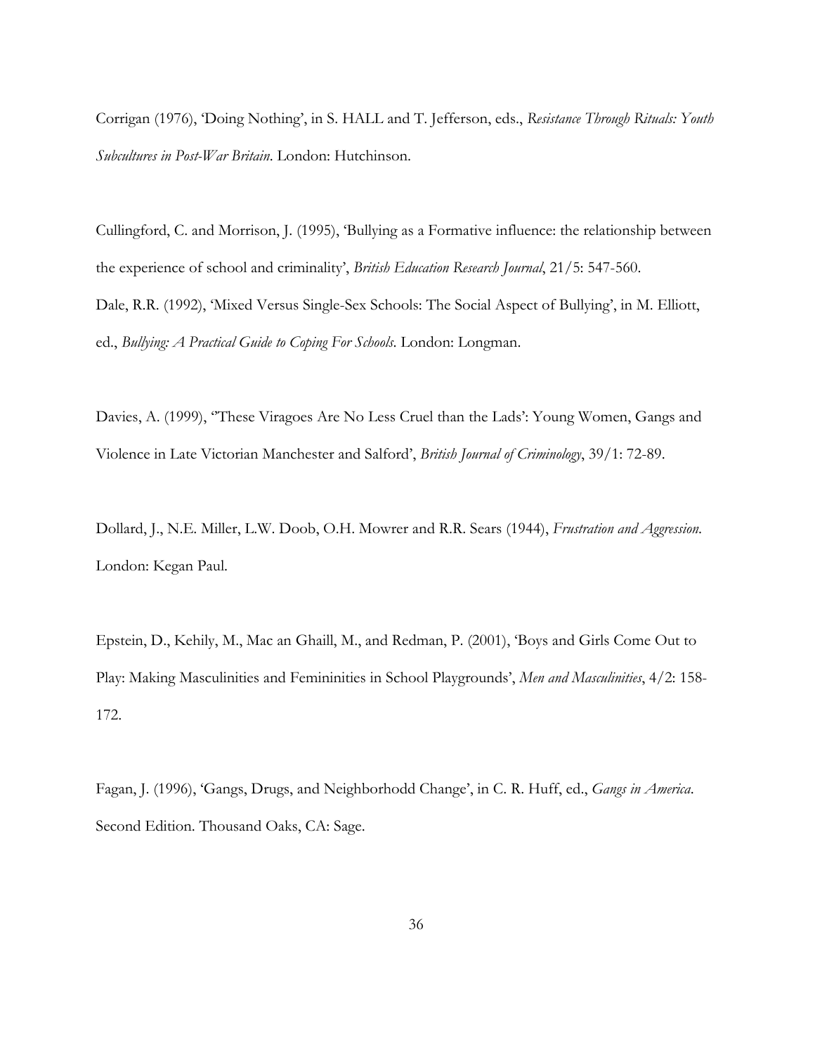Corrigan (1976), 'Doing Nothing', in S. HALL and T. Jefferson, eds., *Resistance Through Rituals: Youth Subcultures in Post-War Britain*. London: Hutchinson.

Cullingford, C. and Morrison, J. (1995), 'Bullying as a Formative influence: the relationship between the experience of school and criminality', *British Education Research Journal*, 21/5: 547-560.

Dale, R.R. (1992), 'Mixed Versus Single-Sex Schools: The Social Aspect of Bullying', in M. Elliott, ed., *Bullying: A Practical Guide to Coping For Schools*. London: Longman.

Davies, A. (1999), ''These Viragoes Are No Less Cruel than the Lads': Young Women, Gangs and Violence in Late Victorian Manchester and Salford', *British Journal of Criminology*, 39/1: 72-89.

Dollard, J., N.E. Miller, L.W. Doob, O.H. Mowrer and R.R. Sears (1944), *Frustration and Aggression*. London: Kegan Paul.

Epstein, D., Kehily, M., Mac an Ghaill, M., and Redman, P. (2001), 'Boys and Girls Come Out to Play: Making Masculinities and Femininities in School Playgrounds', *Men and Masculinities*, 4/2: 158-172.

Fagan, J. (1996), 'Gangs, Drugs, and Neighborhodd Change', in C. R. Huff, ed., *Gangs in America*. Second Edition. Thousand Oaks, CA: Sage.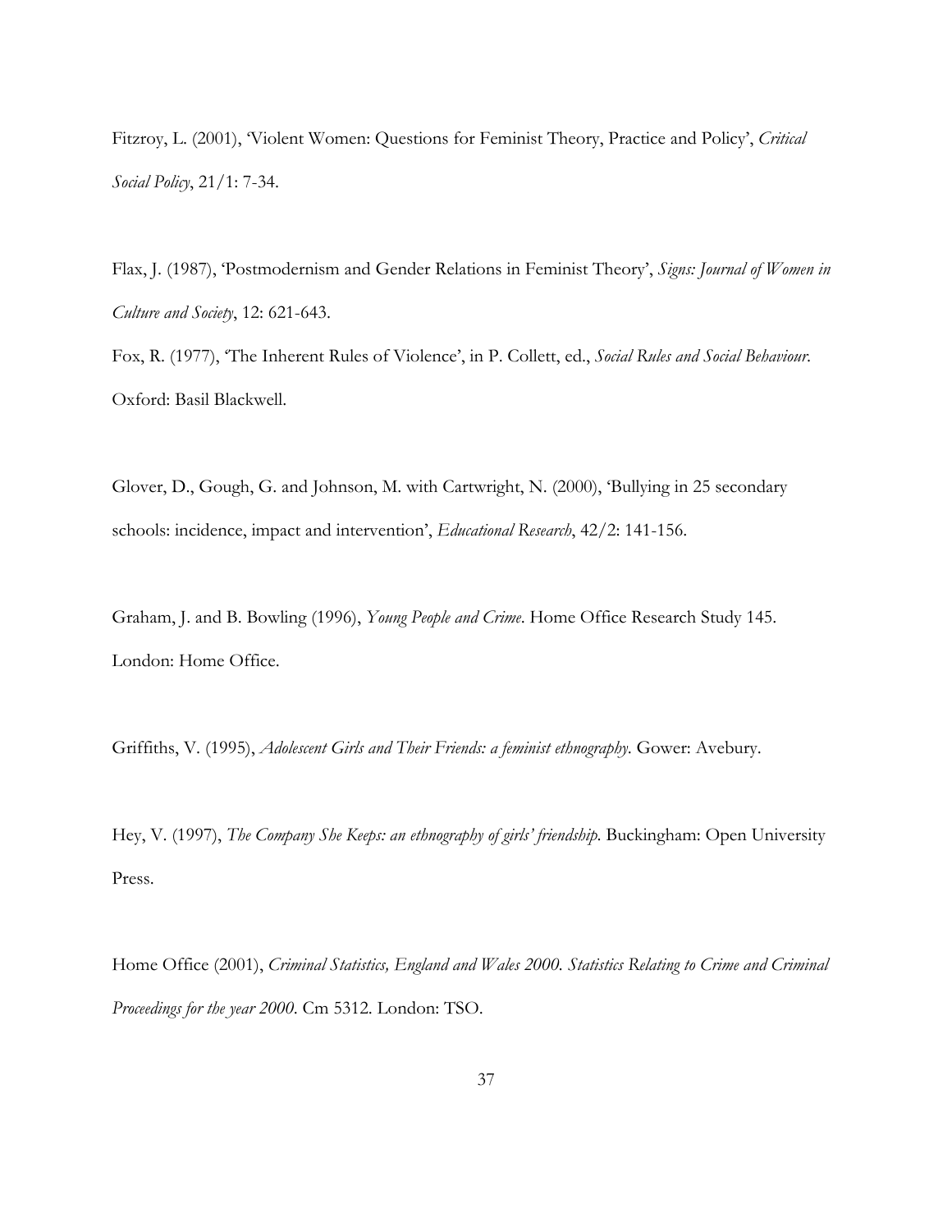Fitzroy, L. (2001), 'Violent Women: Questions for Feminist Theory, Practice and Policy', *Critical Social Policy*, 21/1: 7-34.

Flax, J. (1987), 'Postmodernism and Gender Relations in Feminist Theory', *Signs: Journal of Women in Culture and Society*, 12: 621-643.

Fox, R. (1977), 'The Inherent Rules of Violence', in P. Collett, ed., *Social Rules and Social Behaviour*. Oxford: Basil Blackwell.

Glover, D., Gough, G. and Johnson, M. with Cartwright, N. (2000), 'Bullying in 25 secondary schools: incidence, impact and intervention', *Educational Research*, 42/2: 141-156.

Graham, J. and B. Bowling (1996), *Young People and Crime*. Home Office Research Study 145. London: Home Office.

Griffiths, V. (1995), *Adolescent Girls and Their Friends: a feminist ethnography*. Gower: Avebury.

Hey, V. (1997), *The Company She Keeps: an ethnography of girls' friendship*. Buckingham: Open University Press.

Home Office (2001), *Criminal Statistics, England and Wales 2000. Statistics Relating to Crime and Criminal Proceedings for the year 2000*. Cm 5312. London: TSO.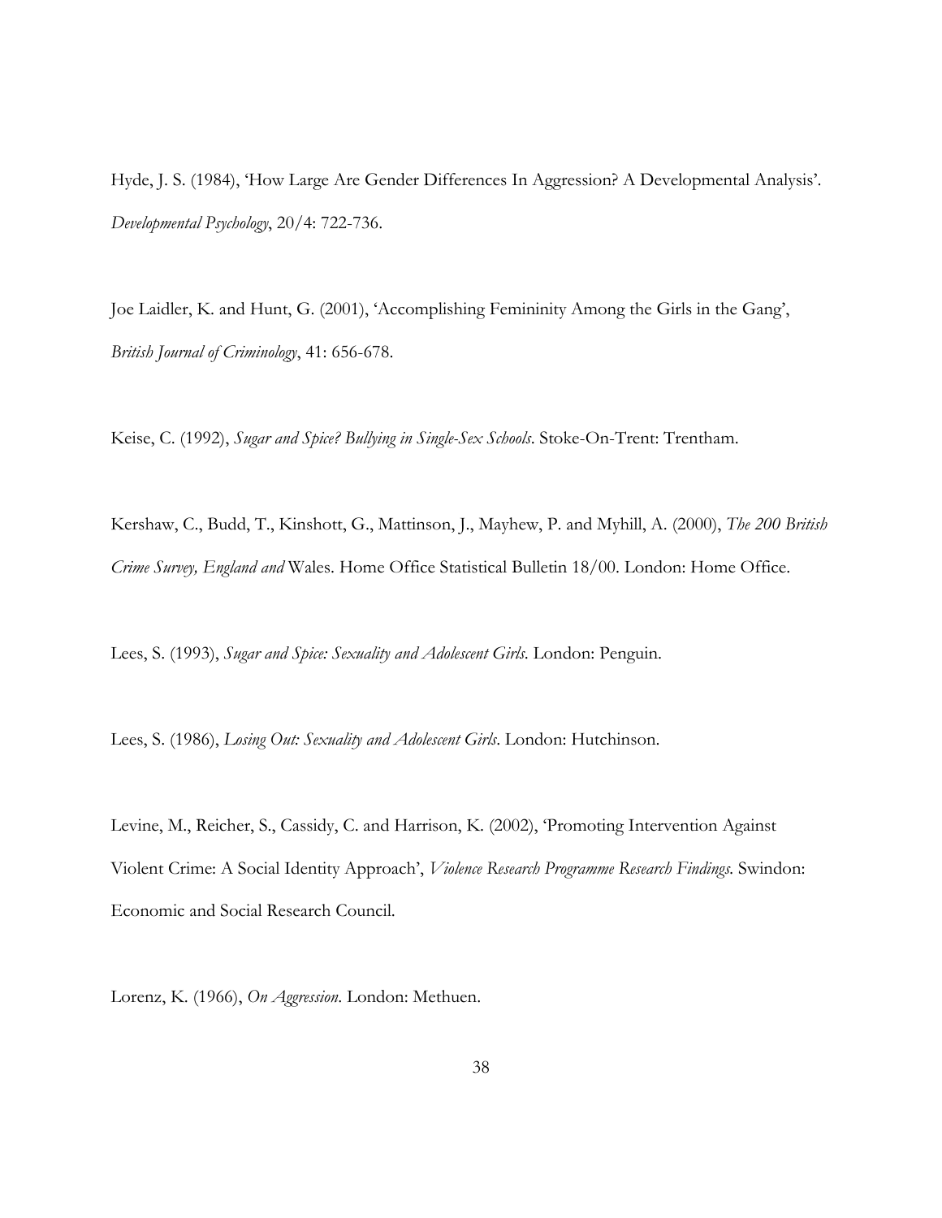Hyde, J. S. (1984), 'How Large Are Gender Differences In Aggression? A Developmental Analysis'. *Developmental Psychology*, 20/4: 722-736.

Joe Laidler, K. and Hunt, G. (2001), 'Accomplishing Femininity Among the Girls in the Gang', *British Journal of Criminology*, 41: 656-678.

Keise, C. (1992), *Sugar and Spice? Bullying in Single-Sex Schools*. Stoke-On-Trent: Trentham.

Kershaw, C., Budd, T., Kinshott, G., Mattinson, J., Mayhew, P. and Myhill, A. (2000), *The 200 British Crime Survey, England and* Wales. Home Office Statistical Bulletin 18/00. London: Home Office.

Lees, S. (1993), *Sugar and Spice: Sexuality and Adolescent Girls*. London: Penguin.

Lees, S. (1986), *Losing Out: Sexuality and Adolescent Girls*. London: Hutchinson.

Levine, M., Reicher, S., Cassidy, C. and Harrison, K. (2002), 'Promoting Intervention Against Violent Crime: A Social Identity Approach', *Violence Research Programme Research Findings*. Swindon: Economic and Social Research Council.

Lorenz, K. (1966), *On Aggression*. London: Methuen.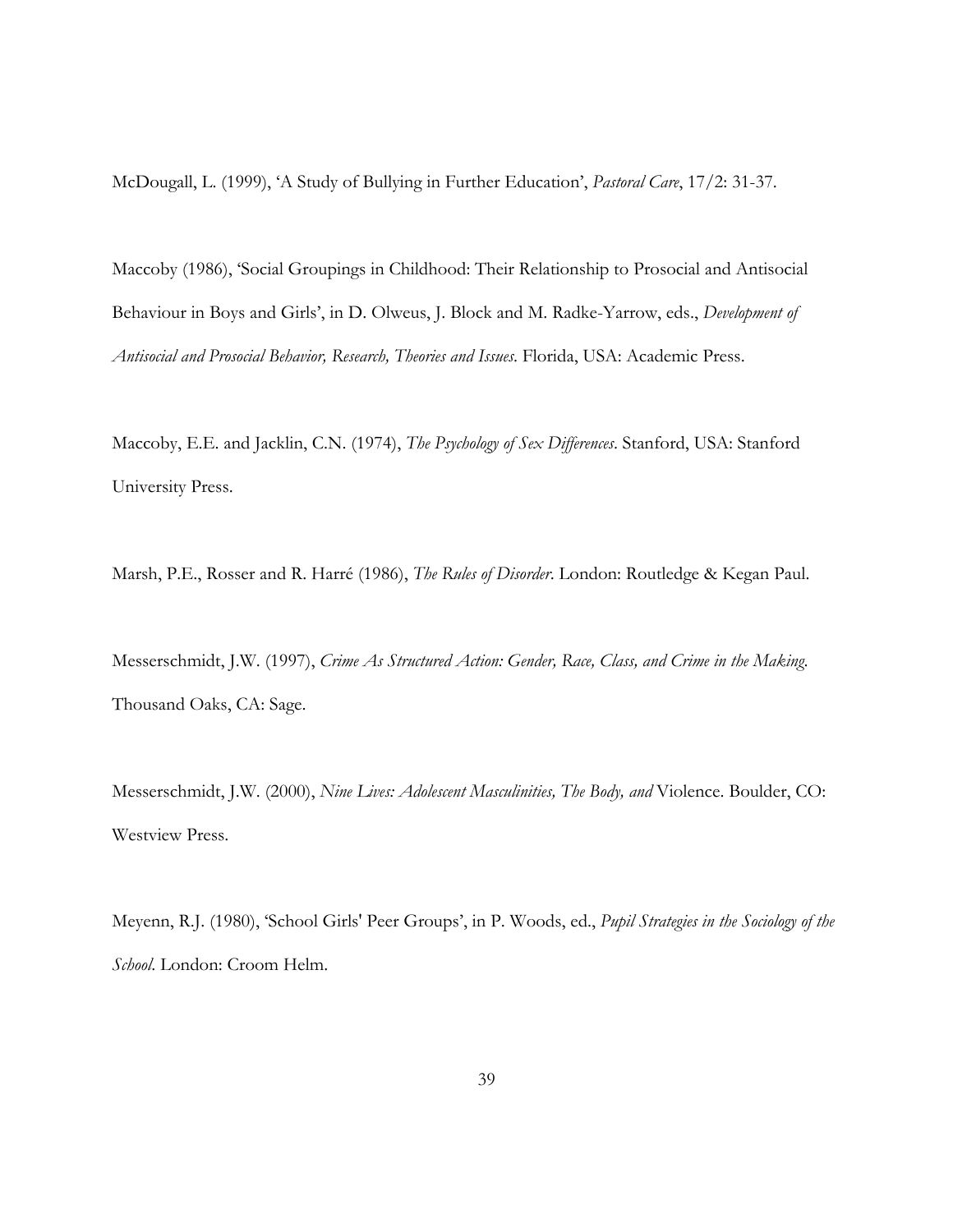McDougall, L. (1999), 'A Study of Bullying in Further Education', *Pastoral Care*, 17/2: 31-37.

Maccoby (1986), 'Social Groupings in Childhood: Their Relationship to Prosocial and Antisocial Behaviour in Boys and Girls', in D. Olweus, J. Block and M. Radke-Yarrow, eds., *Development of Antisocial and Prosocial Behavior, Research, Theories and Issues*. Florida, USA: Academic Press.

Maccoby, E.E. and Jacklin, C.N. (1974), *The Psychology of Sex Differences*. Stanford, USA: Stanford University Press.

Marsh, P.E., Rosser and R. Harré (1986), *The Rules of Disorder*. London: Routledge & Kegan Paul.

Messerschmidt, J.W. (1997), *Crime As Structured Action: Gender, Race, Class, and Crime in the Making*. Thousand Oaks, CA: Sage.

Messerschmidt, J.W. (2000), *Nine Lives: Adolescent Masculinities, The Body, and* Violence. Boulder, CO: Westview Press.

Meyenn, R.J. (1980), 'School Girls' Peer Groups', in P. Woods, ed., *Pupil Strategies in the Sociology of the School*. London: Croom Helm.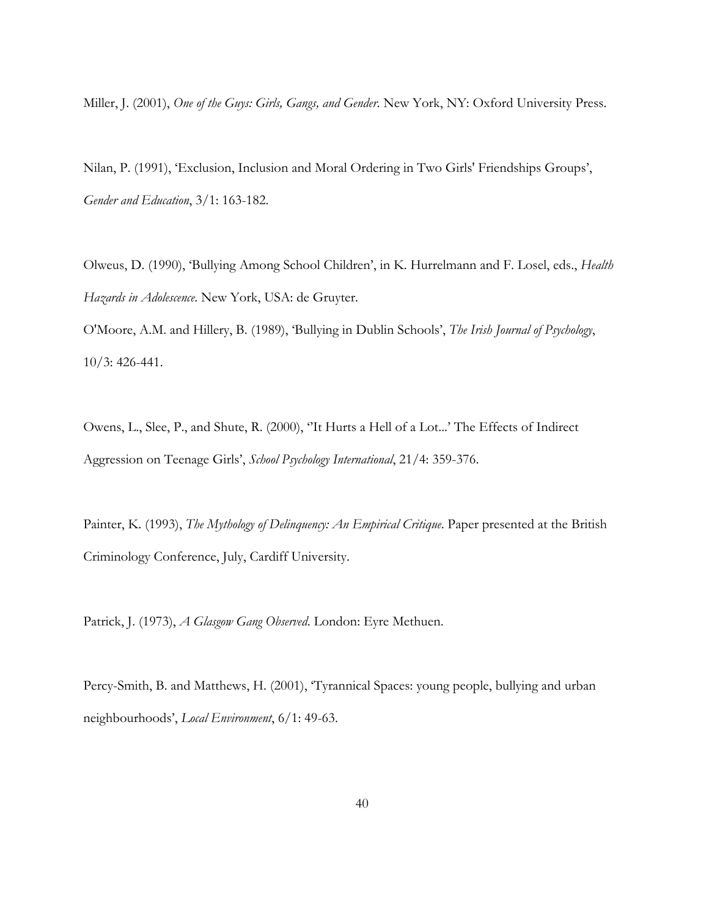Miller, J. (2001), *One of the Guys: Girls, Gangs, and Gender*. New York, NY: Oxford University Press.

Nilan, P. (1991), 'Exclusion, Inclusion and Moral Ordering in Two Girls' Friendships Groups', *Gender and Education*, 3/1: 163-182.

Olweus, D. (1990), 'Bullying Among School Children', in K. Hurrelmann and F. Losel, eds., *Health Hazards in Adolescence*. New York, USA: de Gruyter.

O'Moore, A.M. and Hillery, B. (1989), 'Bullying in Dublin Schools', *The Irish Journal of Psychology*, 10/3: 426-441.

Owens, L., Slee, P., and Shute, R. (2000), ''It Hurts a Hell of a Lot...' The Effects of Indirect Aggression on Teenage Girls', *School Psychology International*, 21/4: 359-376.

Painter, K. (1993), *The Mythology of Delinquency: An Empirical Critique*. Paper presented at the British Criminology Conference, July, Cardiff University.

Patrick, J. (1973), *A Glasgow Gang Observed*. London: Eyre Methuen.

Percy-Smith, B. and Matthews, H. (2001), 'Tyrannical Spaces: young people, bullying and urban neighbourhoods', *Local Environment*, 6/1: 49-63.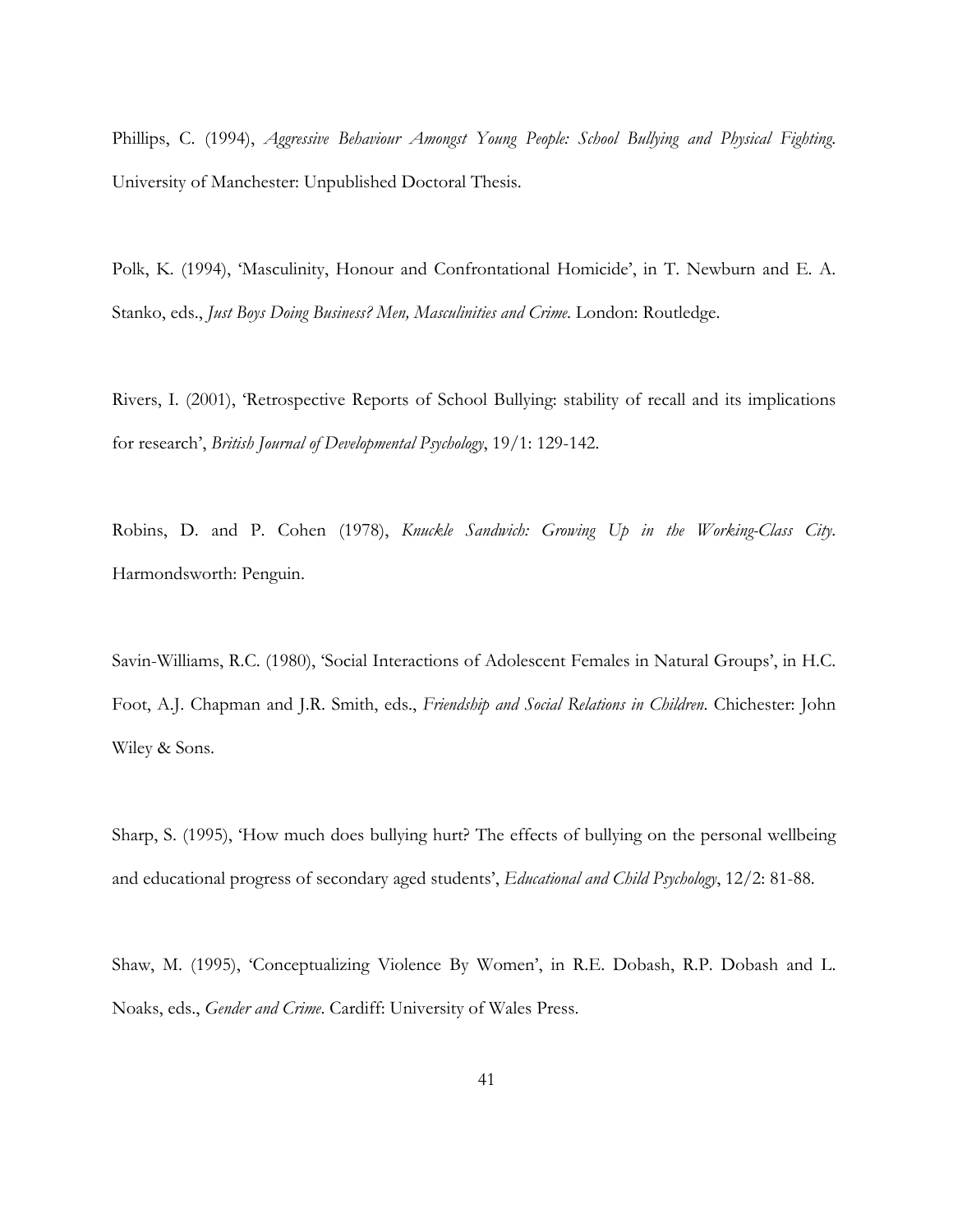Phillips, C. (1994), *Aggressive Behaviour Amongst Young People: School Bullying and Physical Fighting*. University of Manchester: Unpublished Doctoral Thesis.

Polk, K. (1994), 'Masculinity, Honour and Confrontational Homicide', in T. Newburn and E. A. Stanko, eds., *Just Boys Doing Business? Men, Masculinities and Crime*. London: Routledge.

Rivers, I. (2001), 'Retrospective Reports of School Bullying: stability of recall and its implications for research', *British Journal of Developmental Psychology*, 19/1: 129-142.

Robins, D. and P. Cohen (1978), *Knuckle Sandwich: Growing Up in the Working-Class City*. Harmondsworth: Penguin.

Savin-Williams, R.C. (1980), 'Social Interactions of Adolescent Females in Natural Groups', in H.C. Foot, A.J. Chapman and J.R. Smith, eds., *Friendship and Social Relations in Children*. Chichester: John Wiley & Sons.

Sharp, S. (1995), 'How much does bullying hurt? The effects of bullying on the personal wellbeing and educational progress of secondary aged students', *Educational and Child Psychology*, 12/2: 81-88.

Shaw, M. (1995), 'Conceptualizing Violence By Women', in R.E. Dobash, R.P. Dobash and L. Noaks, eds., *Gender and Crime*. Cardiff: University of Wales Press.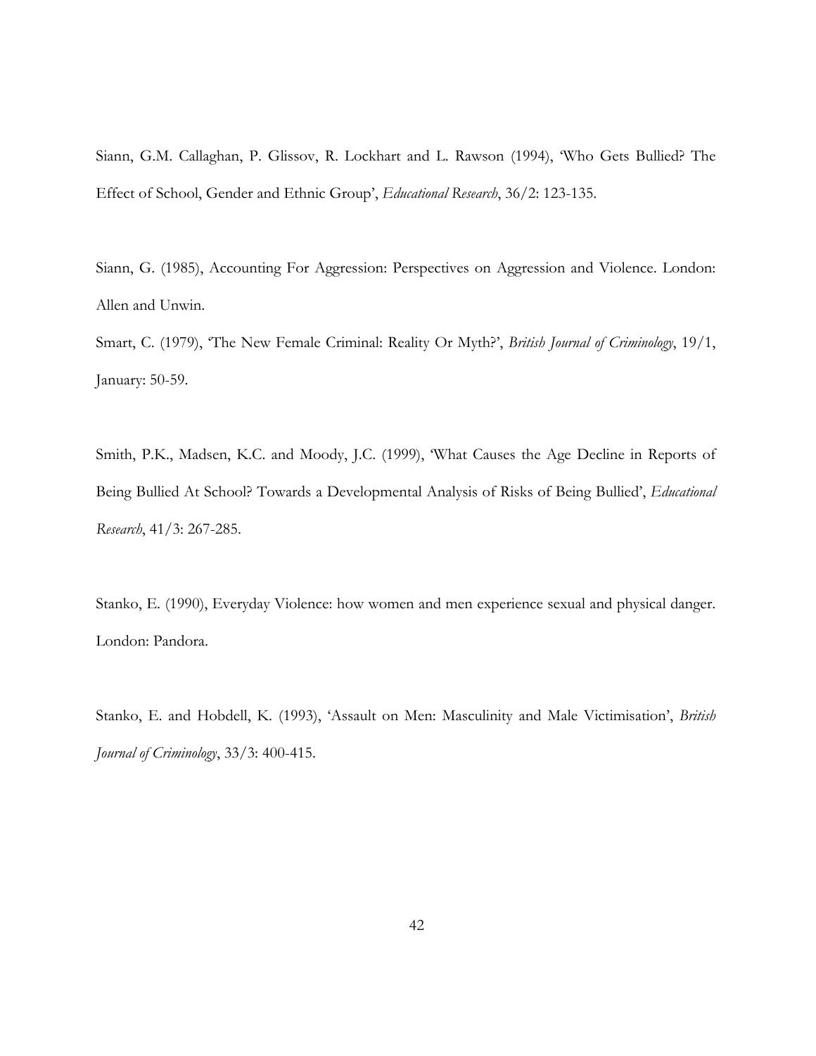Siann, G.M. Callaghan, P. Glissov, R. Lockhart and L. Rawson (1994), 'Who Gets Bullied? The Effect of School, Gender and Ethnic Group', *Educational Research*, 36/2: 123-135.

Siann, G. (1985), Accounting For Aggression: Perspectives on Aggression and Violence. London: Allen and Unwin.

Smart, C. (1979), 'The New Female Criminal: Reality Or Myth?', *British Journal of Criminology*, 19/1, January: 50-59.

Smith, P.K., Madsen, K.C. and Moody, J.C. (1999), 'What Causes the Age Decline in Reports of Being Bullied At School? Towards a Developmental Analysis of Risks of Being Bullied', *Educational Research*, 41/3: 267-285.

Stanko, E. (1990), Everyday Violence: how women and men experience sexual and physical danger. London: Pandora.

Stanko, E. and Hobdell, K. (1993), 'Assault on Men: Masculinity and Male Victimisation', *British Journal of Criminology*, 33/3: 400-415.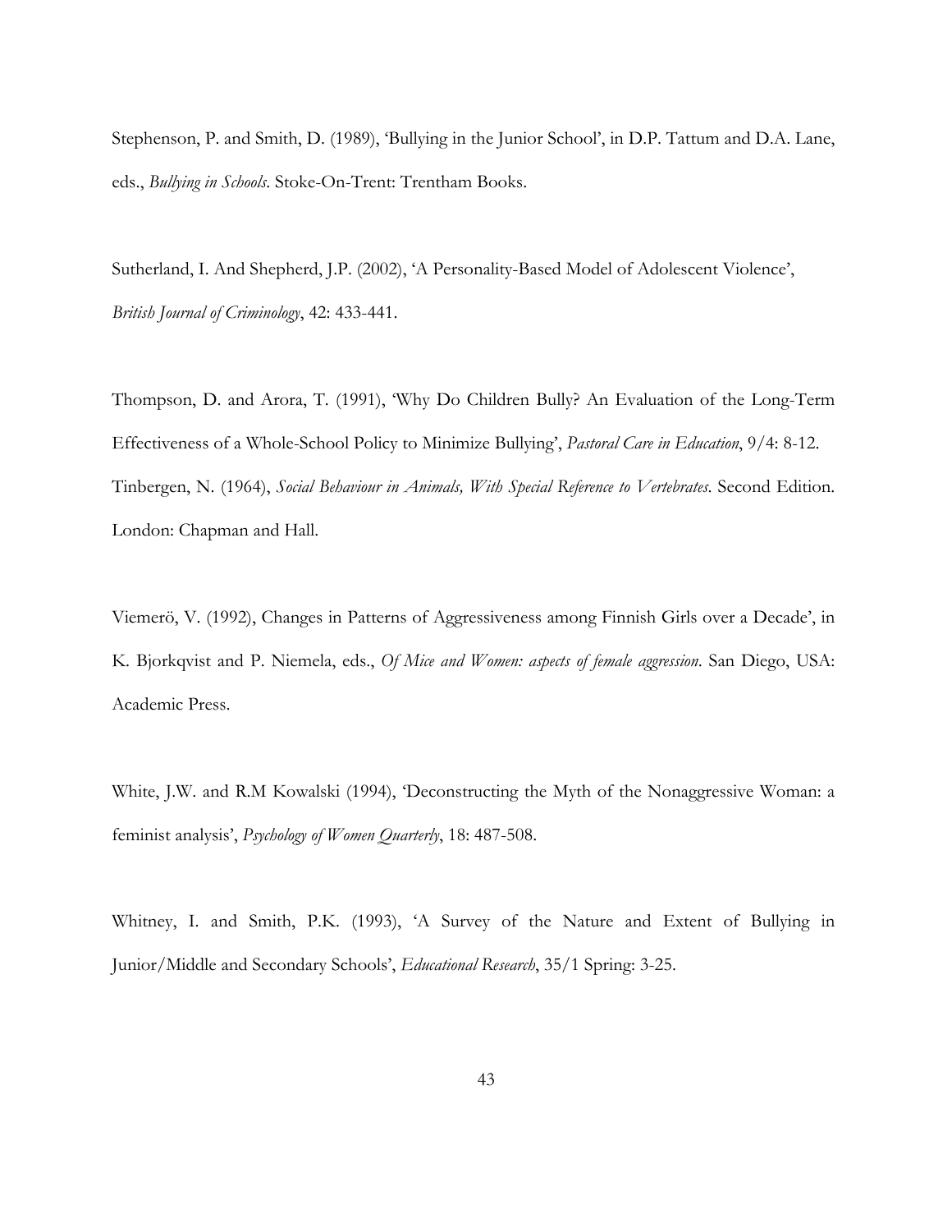Stephenson, P. and Smith, D. (1989), 'Bullying in the Junior School', in D.P. Tattum and D.A. Lane, eds., *Bullying in Schools*. Stoke-On-Trent: Trentham Books.

Sutherland, I. And Shepherd, J.P. (2002), 'A Personality-Based Model of Adolescent Violence', *British Journal of Criminology*, 42: 433-441.

Thompson, D. and Arora, T. (1991), 'Why Do Children Bully? An Evaluation of the Long-Term Effectiveness of a Whole-School Policy to Minimize Bullying', *Pastoral Care in Education*, 9/4: 8-12.

Tinbergen, N. (1964), *Social Behaviour in Animals, With Special Reference to Vertebrates*. Second Edition. London: Chapman and Hall.

Viemerö, V. (1992), Changes in Patterns of Aggressiveness among Finnish Girls over a Decade', in K. Bjorkqvist and P. Niemela, eds., *Of Mice and Women: aspects of female aggression*. San Diego, USA: Academic Press.

White, J.W. and R.M Kowalski (1994), 'Deconstructing the Myth of the Nonaggressive Woman: a feminist analysis', *Psychology of Women Quarterly*, 18: 487-508.

Whitney, I. and Smith, P.K. (1993), 'A Survey of the Nature and Extent of Bullying in Junior/Middle and Secondary Schools', *Educational Research*, 35/1 Spring: 3-25.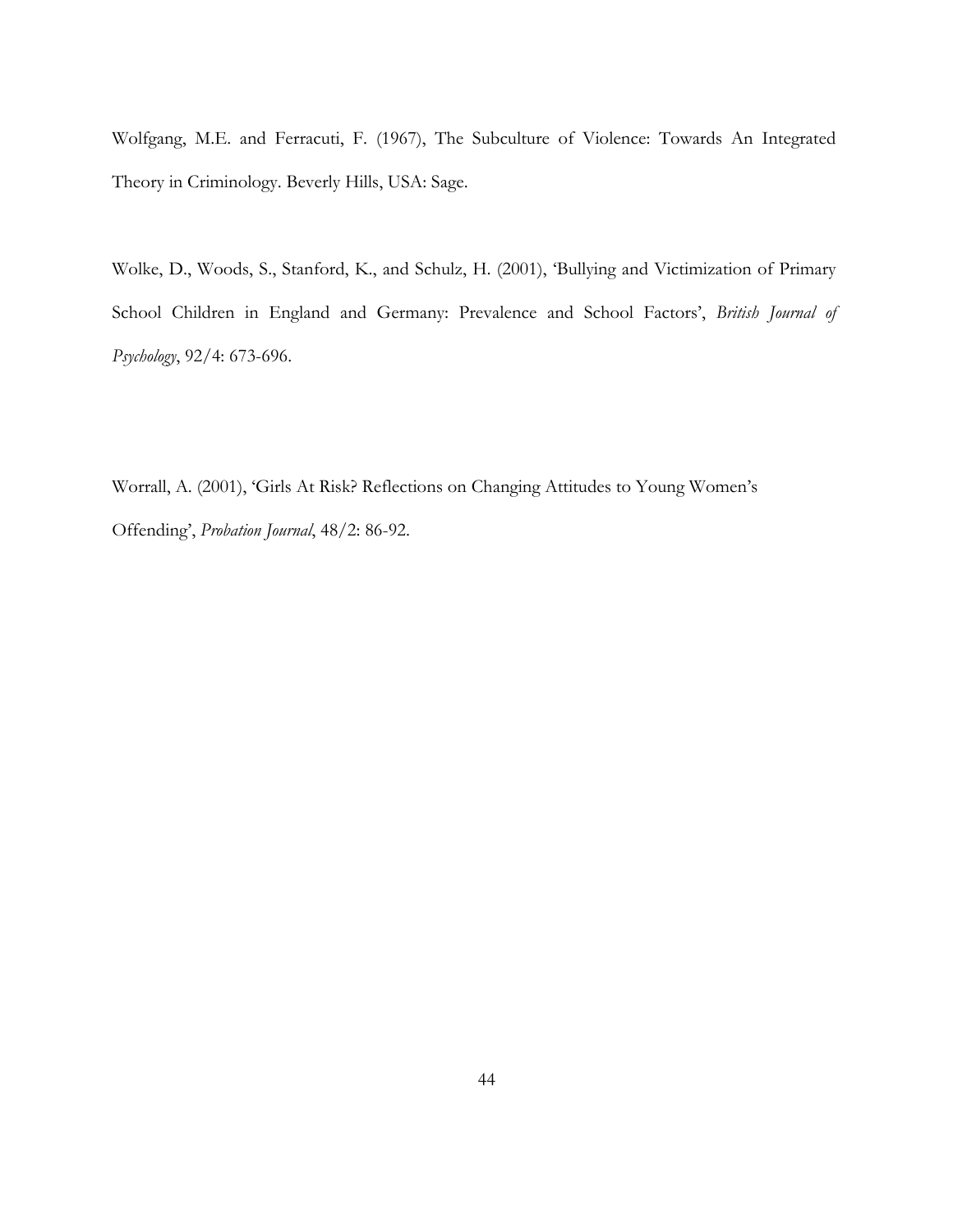Wolfgang, M.E. and Ferracuti, F. (1967), The Subculture of Violence: Towards An Integrated Theory in Criminology. Beverly Hills, USA: Sage.

Wolke, D., Woods, S., Stanford, K., and Schulz, H. (2001), 'Bullying and Victimization of Primary School Children in England and Germany: Prevalence and School Factors', *British Journal of Psychology*, 92/4: 673-696.

Worrall, A. (2001), 'Girls At Risk? Reflections on Changing Attitudes to Young Women's Offending', *Probation Journal*, 48/2: 86-92.